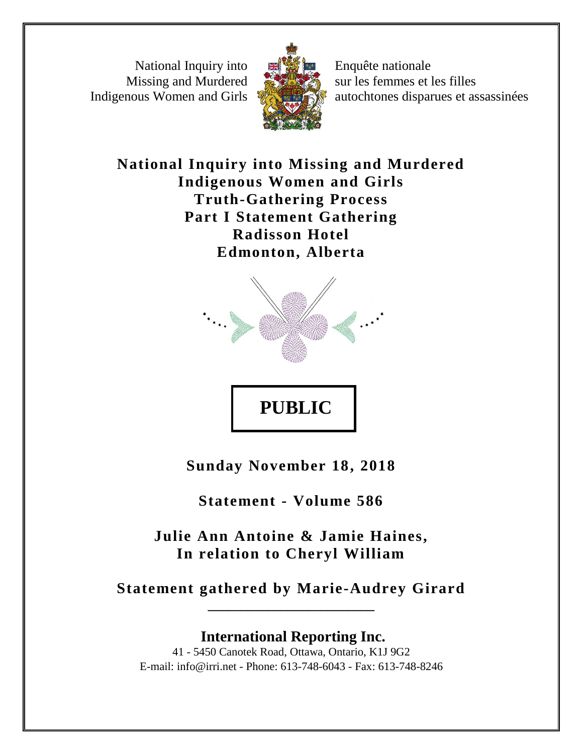National Inquiry into Missing and Murdered Indigenous Women and Girls

Enquête nationale sur les femmes et les filles autochtones disparues et assassinées

# National Inquiry into Missing and Murdered Indigenous Women and Girls
# Truth-Gathering Process
# Part I Statement Gathering
# Radisson Hotel
# Edmonton, Alberta

**PUBLIC**

**Sunday November 18, 2018**

**Statement - Volume 586**

**Julie Ann Antoine & Jamie Haines,**
**In relation to Cheryl William**

**Statement gathered by Marie-Audrey Girard**

---

**International Reporting Inc.**

41 - 5450 Canotek Road, Ottawa, Ontario, K1J 9G2
E-mail: info@irri.net - Phone: 613-748-6043 - Fax: 613-748-8246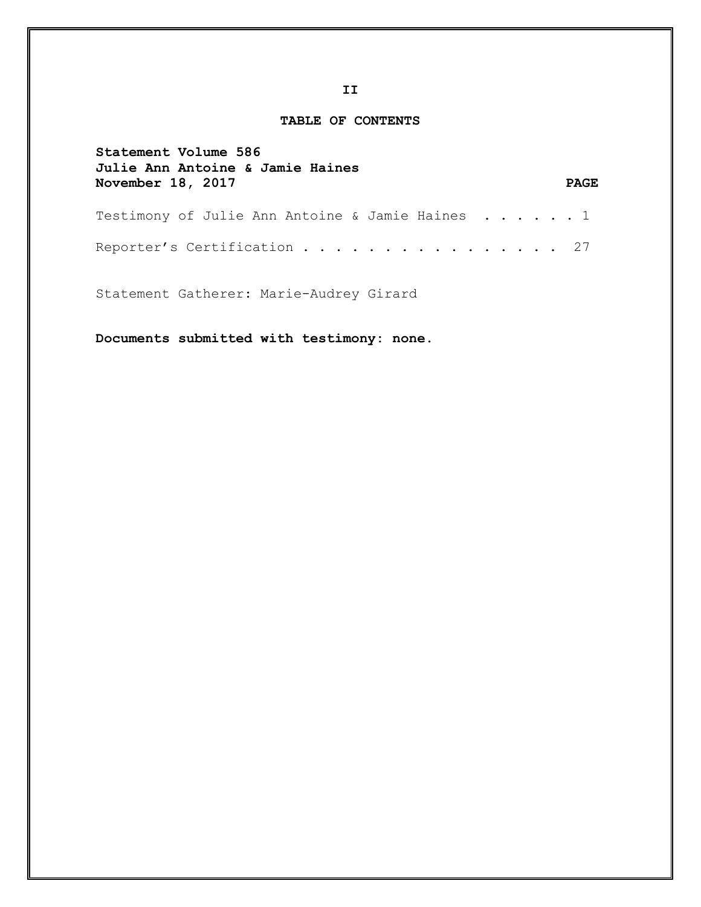## TABLE OF CONTENTS

**Statement Volume 586**
**Julie Ann Antoine & Jamie Haines**
**November 18, 2017**

| | **PAGE** |
|---|---|
| Testimony of Julie Ann Antoine & Jamie Haines | 1 |
| Reporter's Certification | 27 |

Statement Gatherer: Marie-Audrey Girard

**Documents submitted with testimony: none.**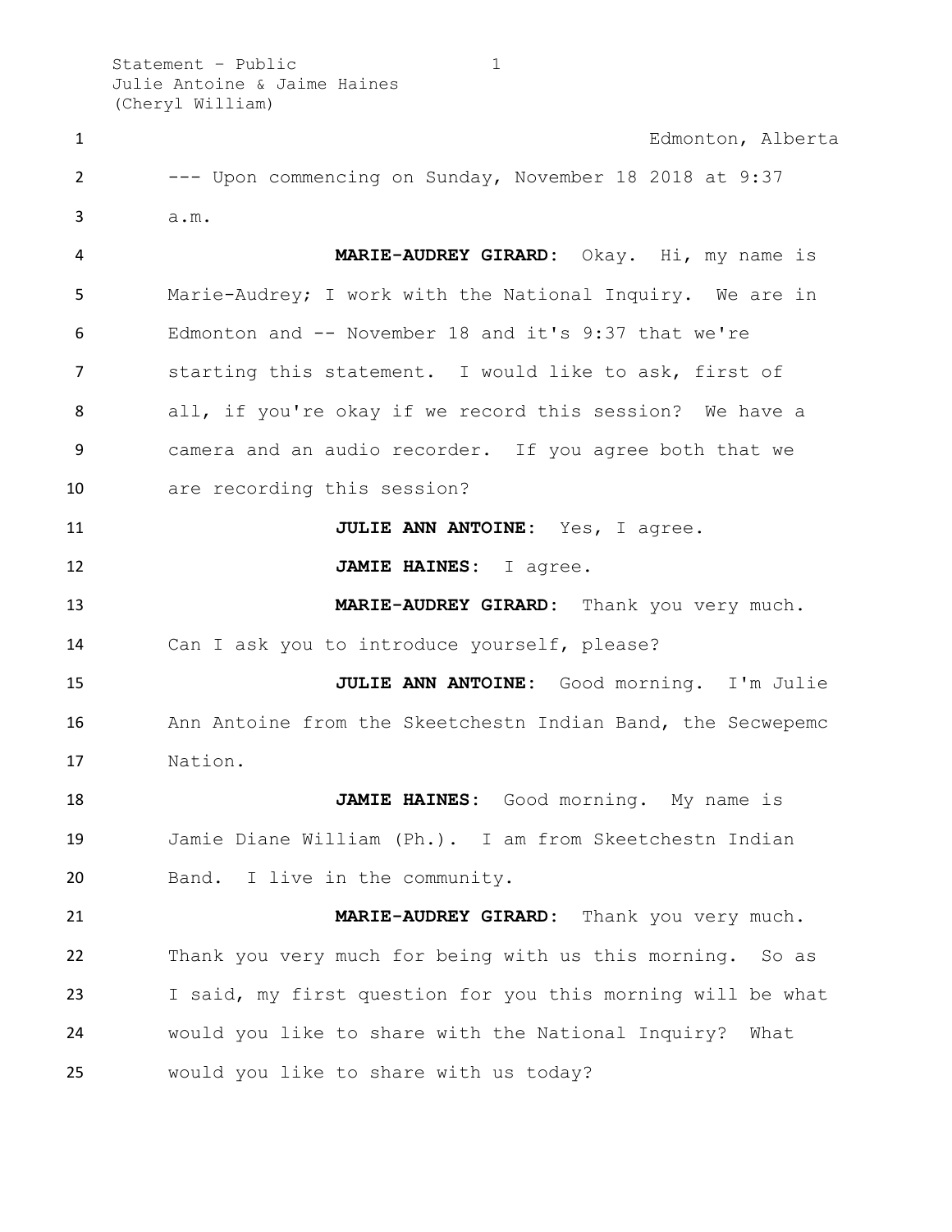Edmonton, Alberta

--- Upon commencing on Sunday, November 18 2018 at 9:37 a.m.

**MARIE-AUDREY GIRARD:** Okay. Hi, my name is Marie-Audrey; I work with the National Inquiry. We are in Edmonton and -- November 18 and it's 9:37 that we're starting this statement. I would like to ask, first of all, if you're okay if we record this session? We have a camera and an audio recorder. If you agree both that we are recording this session?

**JULIE ANN ANTOINE:** Yes, I agree.

**JAMIE HAINES:** I agree.

**MARIE-AUDREY GIRARD:** Thank you very much. Can I ask you to introduce yourself, please?

**JULIE ANN ANTOINE:** Good morning. I'm Julie Ann Antoine from the Skeetchestn Indian Band, the Secwepemc Nation.

**JAMIE HAINES:** Good morning. My name is Jamie Diane William (Ph.). I am from Skeetchestn Indian Band. I live in the community.

**MARIE-AUDREY GIRARD:** Thank you very much. Thank you very much for being with us this morning. So as I said, my first question for you this morning will be what would you like to share with the National Inquiry? What would you like to share with us today?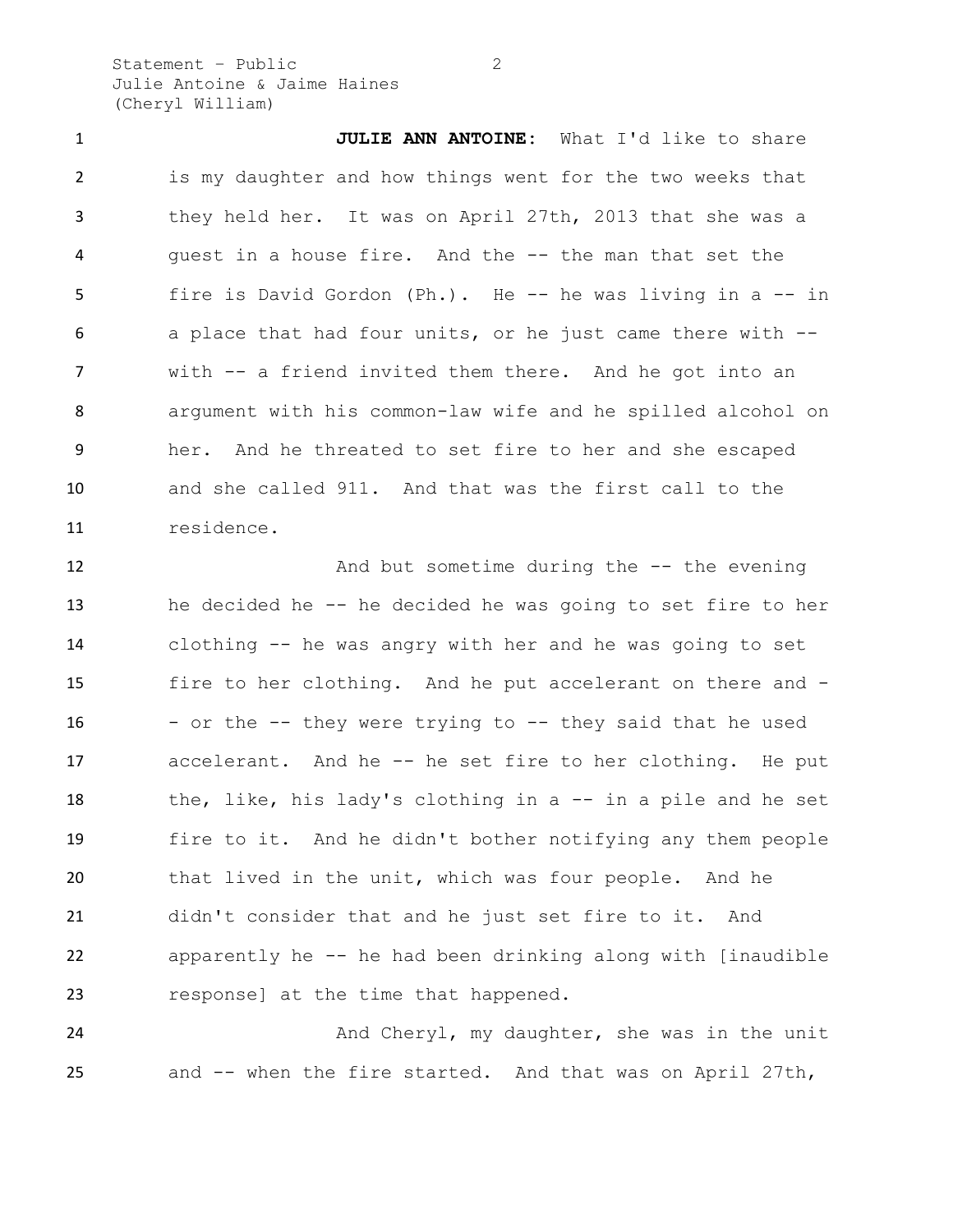**JULIE ANN ANTOINE:** What I'd like to share is my daughter and how things went for the two weeks that they held her. It was on April 27th, 2013 that she was a guest in a house fire. And the -- the man that set the fire is David Gordon (Ph.). He -- he was living in a -- in a place that had four units, or he just came there with -- with -- a friend invited them there. And he got into an argument with his common-law wife and he spilled alcohol on her. And he threated to set fire to her and she escaped and she called 911. And that was the first call to the residence.

And but sometime during the -- the evening he decided he -- he decided he was going to set fire to her clothing -- he was angry with her and he was going to set fire to her clothing. And he put accelerant on there and -- or the -- they were trying to -- they said that he used accelerant. And he -- he set fire to her clothing. He put the, like, his lady's clothing in a -- in a pile and he set fire to it. And he didn't bother notifying any them people that lived in the unit, which was four people. And he didn't consider that and he just set fire to it. And apparently he -- he had been drinking along with [inaudible response] at the time that happened.

And Cheryl, my daughter, she was in the unit and -- when the fire started. And that was on April 27th,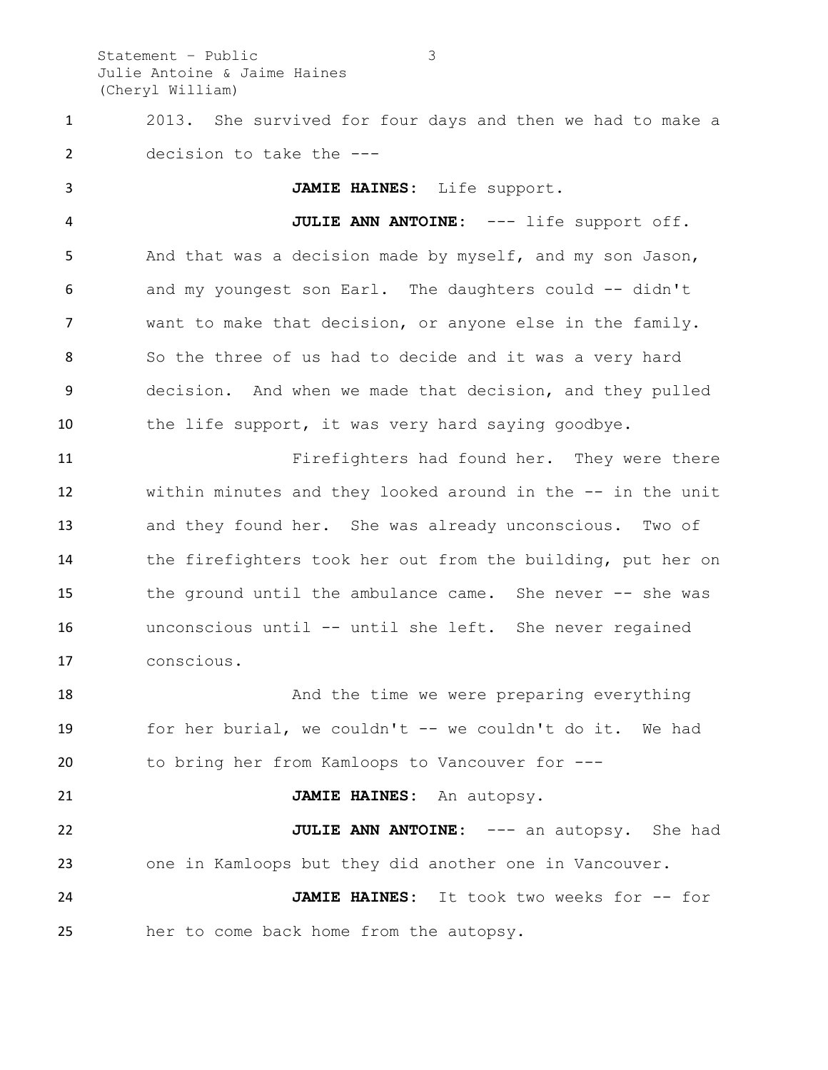2013. She survived for four days and then we had to make a decision to take the ---

**JAMIE HAINES:** Life support.

**JULIE ANN ANTOINE:** --- life support off. And that was a decision made by myself, and my son Jason, and my youngest son Earl. The daughters could -- didn't want to make that decision, or anyone else in the family. So the three of us had to decide and it was a very hard decision. And when we made that decision, and they pulled the life support, it was very hard saying goodbye.

Firefighters had found her. They were there within minutes and they looked around in the -- in the unit and they found her. She was already unconscious. Two of the firefighters took her out from the building, put her on the ground until the ambulance came. She never -- she was unconscious until -- until she left. She never regained conscious.

And the time we were preparing everything for her burial, we couldn't -- we couldn't do it. We had to bring her from Kamloops to Vancouver for ---

**JAMIE HAINES:** An autopsy.

**JULIE ANN ANTOINE:** --- an autopsy. She had one in Kamloops but they did another one in Vancouver.

**JAMIE HAINES:** It took two weeks for -- for her to come back home from the autopsy.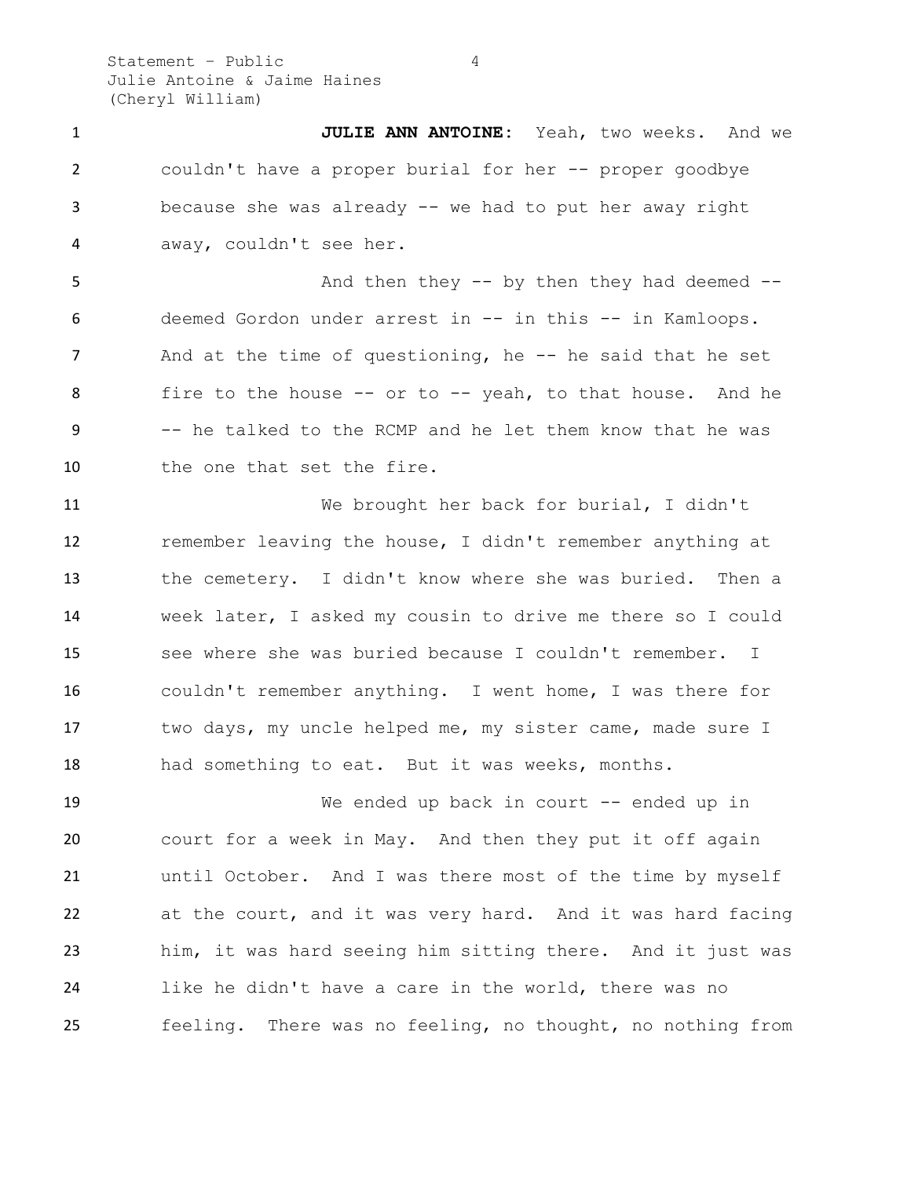**JULIE ANN ANTOINE:** Yeah, two weeks. And we couldn't have a proper burial for her -- proper goodbye because she was already -- we had to put her away right away, couldn't see her.

And then they -- by then they had deemed -- deemed Gordon under arrest in -- in this -- in Kamloops. And at the time of questioning, he -- he said that he set fire to the house -- or to -- yeah, to that house. And he -- he talked to the RCMP and he let them know that he was the one that set the fire.

We brought her back for burial, I didn't remember leaving the house, I didn't remember anything at the cemetery. I didn't know where she was buried. Then a week later, I asked my cousin to drive me there so I could see where she was buried because I couldn't remember. I couldn't remember anything. I went home, I was there for two days, my uncle helped me, my sister came, made sure I had something to eat. But it was weeks, months.

We ended up back in court -- ended up in court for a week in May. And then they put it off again until October. And I was there most of the time by myself at the court, and it was very hard. And it was hard facing him, it was hard seeing him sitting there. And it just was like he didn't have a care in the world, there was no feeling. There was no feeling, no thought, no nothing from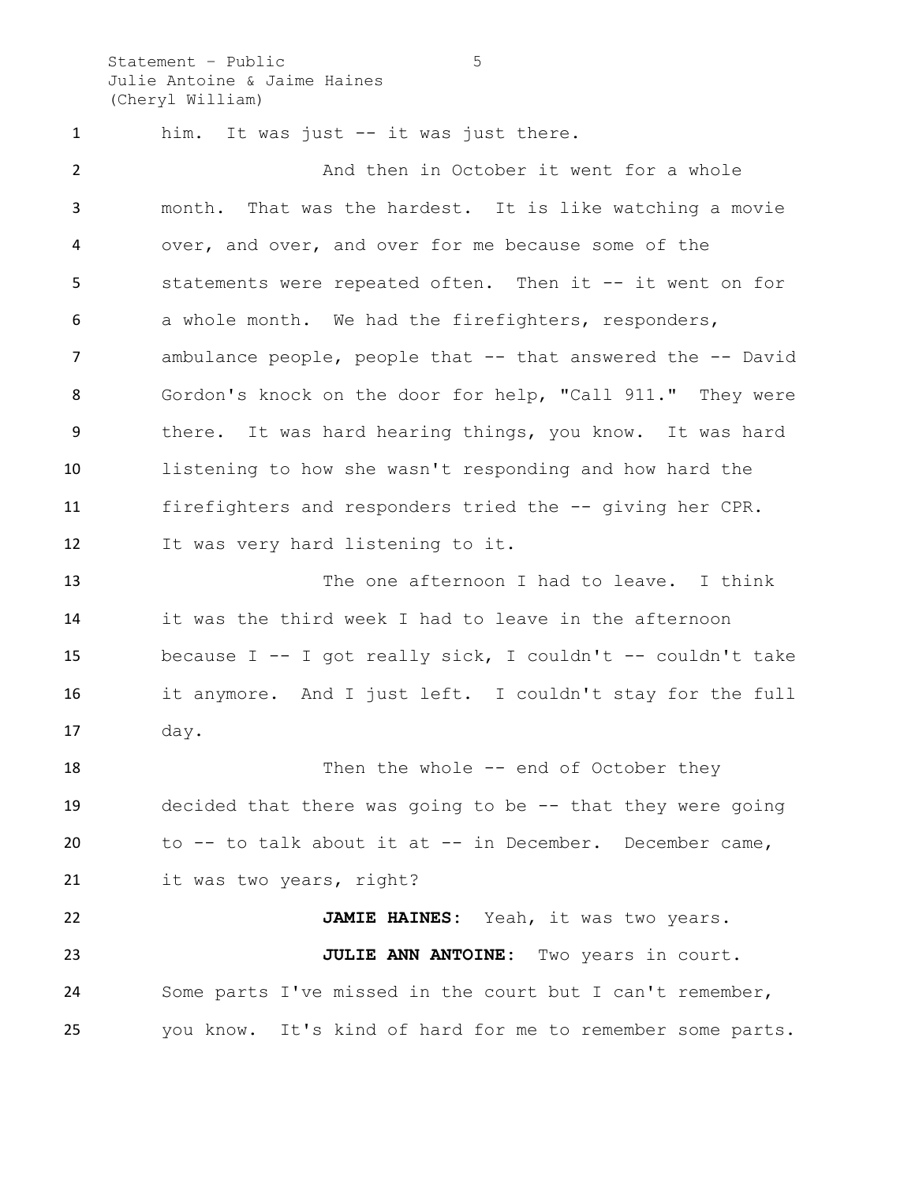him. It was just -- it was just there.

And then in October it went for a whole month. That was the hardest. It is like watching a movie over, and over, and over for me because some of the statements were repeated often. Then it -- it went on for a whole month. We had the firefighters, responders, ambulance people, people that -- that answered the -- David Gordon's knock on the door for help, "Call 911." They were there. It was hard hearing things, you know. It was hard listening to how she wasn't responding and how hard the firefighters and responders tried the -- giving her CPR. It was very hard listening to it.

The one afternoon I had to leave. I think it was the third week I had to leave in the afternoon because I -- I got really sick, I couldn't -- couldn't take it anymore. And I just left. I couldn't stay for the full day.

Then the whole -- end of October they decided that there was going to be -- that they were going to -- to talk about it at -- in December. December came, it was two years, right?

**JAMIE HAINES:** Yeah, it was two years.

**JULIE ANN ANTOINE:** Two years in court. Some parts I've missed in the court but I can't remember, you know. It's kind of hard for me to remember some parts.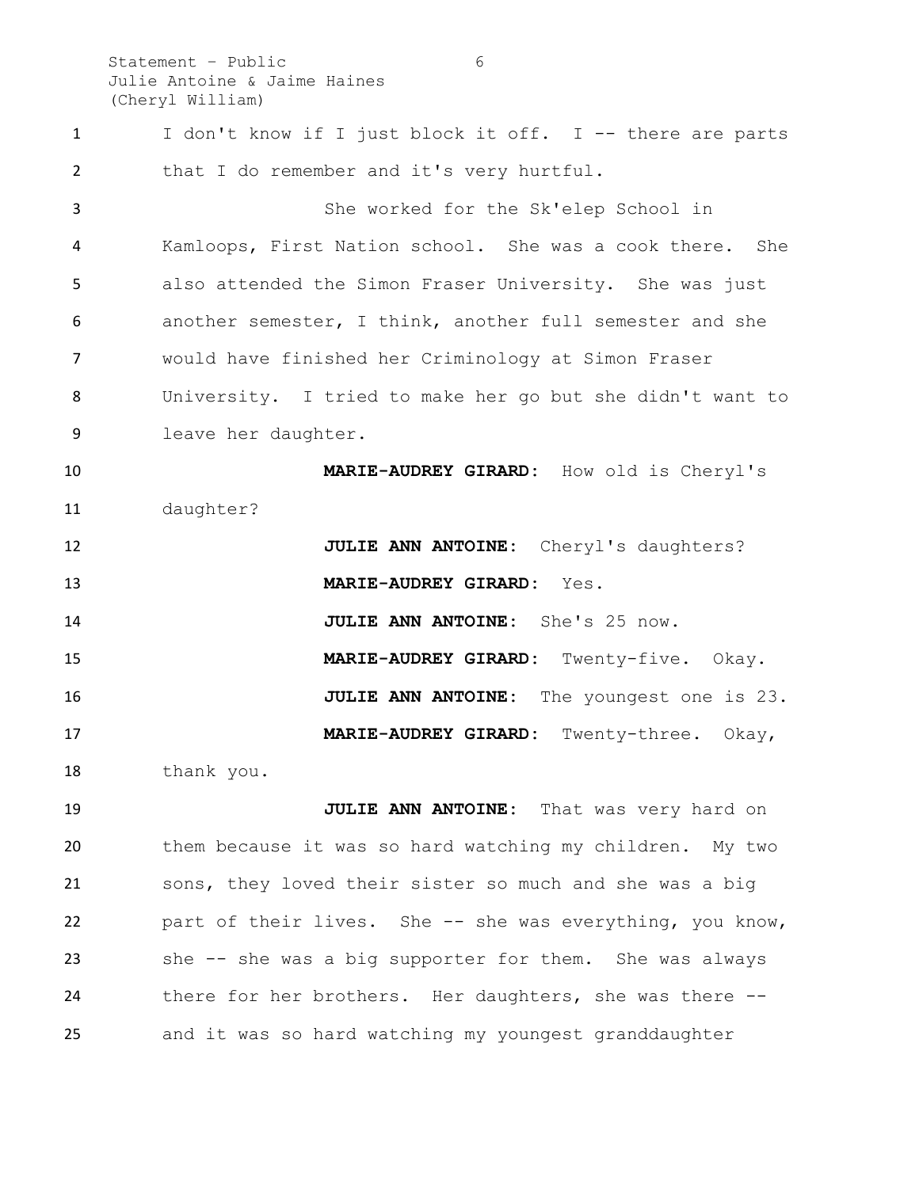I don't know if I just block it off. I -- there are parts that I do remember and it's very hurtful.

She worked for the Sk'elep School in Kamloops, First Nation school. She was a cook there. She also attended the Simon Fraser University. She was just another semester, I think, another full semester and she would have finished her Criminology at Simon Fraser University. I tried to make her go but she didn't want to leave her daughter.

**MARIE-AUDREY GIRARD:** How old is Cheryl's daughter?

**JULIE ANN ANTOINE:** Cheryl's daughters?

**MARIE-AUDREY GIRARD:** Yes.

**JULIE ANN ANTOINE:** She's 25 now.

**MARIE-AUDREY GIRARD:** Twenty-five. Okay.

**JULIE ANN ANTOINE:** The youngest one is 23.

**MARIE-AUDREY GIRARD:** Twenty-three. Okay, thank you.

**JULIE ANN ANTOINE:** That was very hard on them because it was so hard watching my children. My two sons, they loved their sister so much and she was a big part of their lives. She -- she was everything, you know, she -- she was a big supporter for them. She was always there for her brothers. Her daughters, she was there -- and it was so hard watching my youngest granddaughter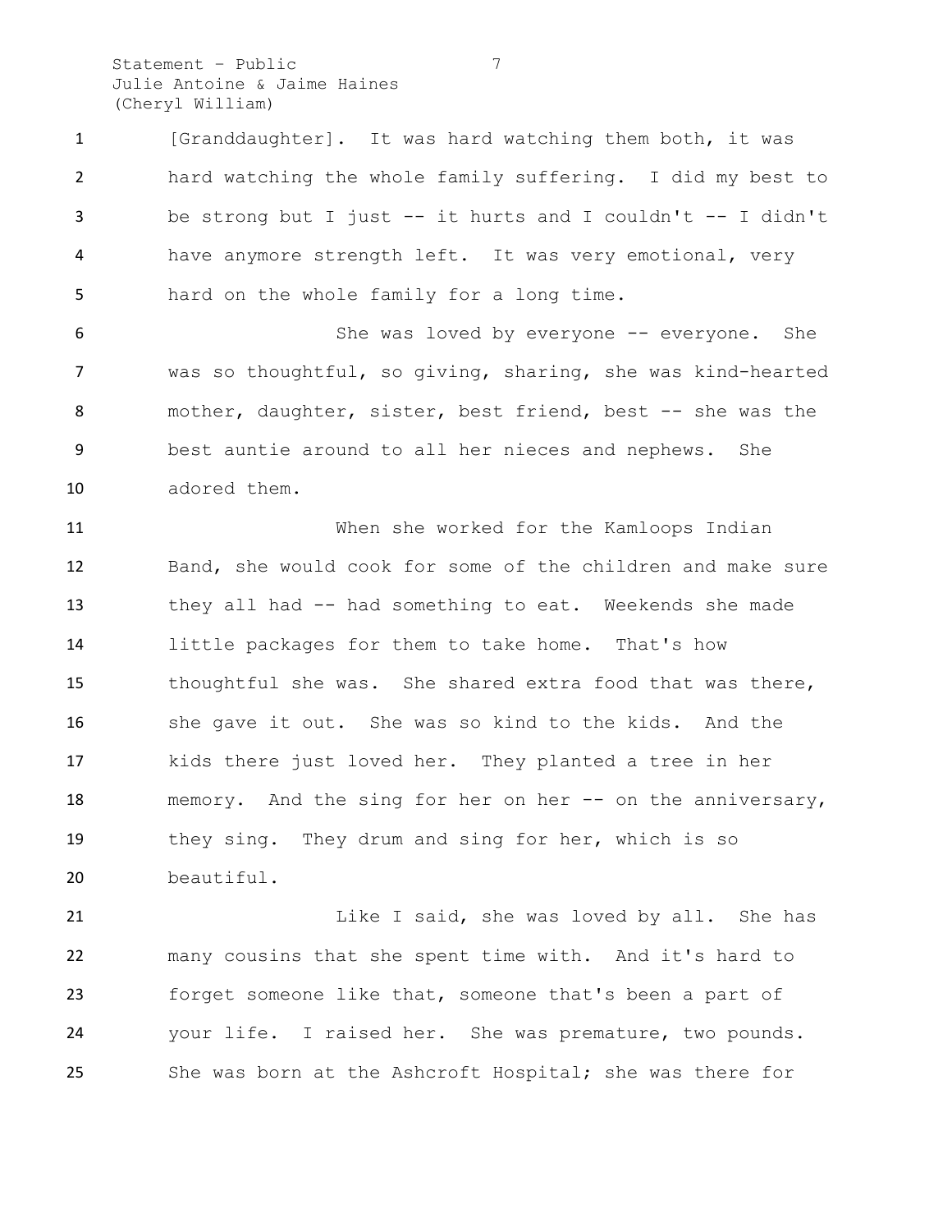[Granddaughter]. It was hard watching them both, it was hard watching the whole family suffering. I did my best to be strong but I just -- it hurts and I couldn't -- I didn't have anymore strength left. It was very emotional, very hard on the whole family for a long time.

She was loved by everyone -- everyone. She was so thoughtful, so giving, sharing, she was kind-hearted mother, daughter, sister, best friend, best -- she was the best auntie around to all her nieces and nephews. She adored them.

When she worked for the Kamloops Indian Band, she would cook for some of the children and make sure they all had -- had something to eat. Weekends she made little packages for them to take home. That's how thoughtful she was. She shared extra food that was there, she gave it out. She was so kind to the kids. And the kids there just loved her. They planted a tree in her memory. And the sing for her on her -- on the anniversary, they sing. They drum and sing for her, which is so beautiful.

Like I said, she was loved by all. She has many cousins that she spent time with. And it's hard to forget someone like that, someone that's been a part of your life. I raised her. She was premature, two pounds. She was born at the Ashcroft Hospital; she was there for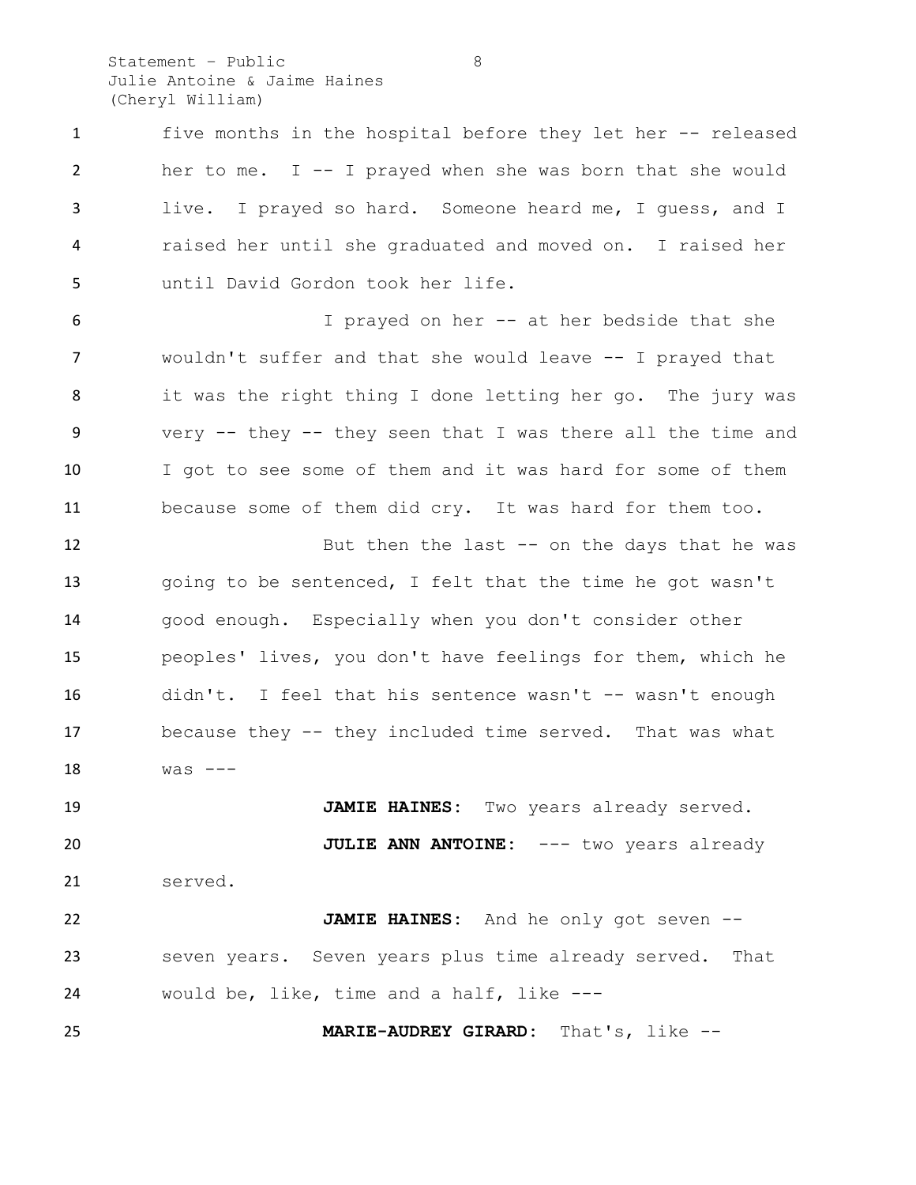five months in the hospital before they let her -- released her to me. I -- I prayed when she was born that she would live. I prayed so hard. Someone heard me, I guess, and I raised her until she graduated and moved on. I raised her until David Gordon took her life.

I prayed on her -- at her bedside that she wouldn't suffer and that she would leave -- I prayed that it was the right thing I done letting her go. The jury was very -- they -- they seen that I was there all the time and I got to see some of them and it was hard for some of them because some of them did cry. It was hard for them too.

But then the last -- on the days that he was going to be sentenced, I felt that the time he got wasn't good enough. Especially when you don't consider other peoples' lives, you don't have feelings for them, which he didn't. I feel that his sentence wasn't -- wasn't enough because they -- they included time served. That was what was ---

**JAMIE HAINES:** Two years already served.

**JULIE ANN ANTOINE:** --- two years already served.

**JAMIE HAINES:** And he only got seven -- seven years. Seven years plus time already served. That would be, like, time and a half, like ---

**MARIE-AUDREY GIRARD:** That's, like --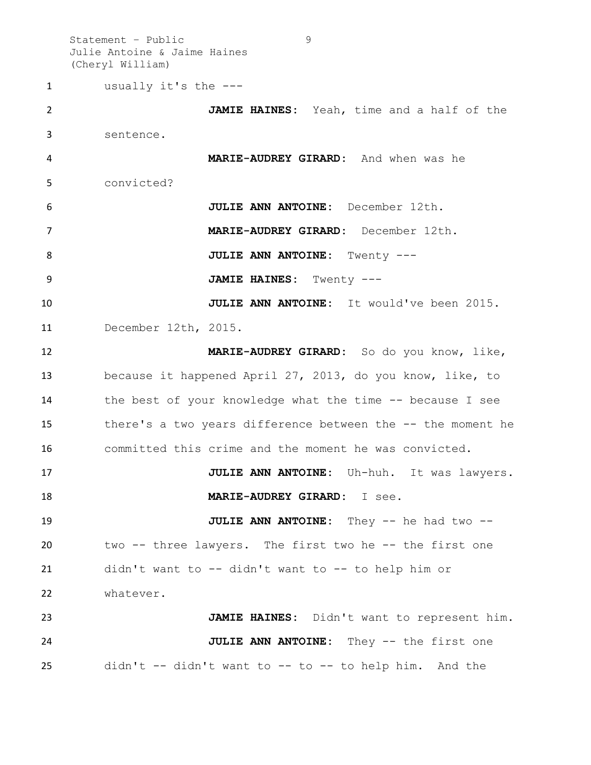usually it's the ---

**JAMIE HAINES:** Yeah, time and a half of the sentence.

**MARIE-AUDREY GIRARD:** And when was he convicted?

**JULIE ANN ANTOINE:** December 12th.

**MARIE-AUDREY GIRARD:** December 12th.

**JULIE ANN ANTOINE:** Twenty ---

**JAMIE HAINES:** Twenty ---

**JULIE ANN ANTOINE:** It would've been 2015. December 12th, 2015.

**MARIE-AUDREY GIRARD:** So do you know, like, because it happened April 27, 2013, do you know, like, to the best of your knowledge what the time -- because I see there's a two years difference between the -- the moment he committed this crime and the moment he was convicted.

**JULIE ANN ANTOINE:** Uh-huh. It was lawyers.

**MARIE-AUDREY GIRARD:** I see.

**JULIE ANN ANTOINE:** They -- he had two -- two -- three lawyers. The first two he -- the first one didn't want to -- didn't want to -- to help him or whatever.

**JAMIE HAINES:** Didn't want to represent him.

**JULIE ANN ANTOINE:** They -- the first one didn't -- didn't want to -- to -- to help him. And the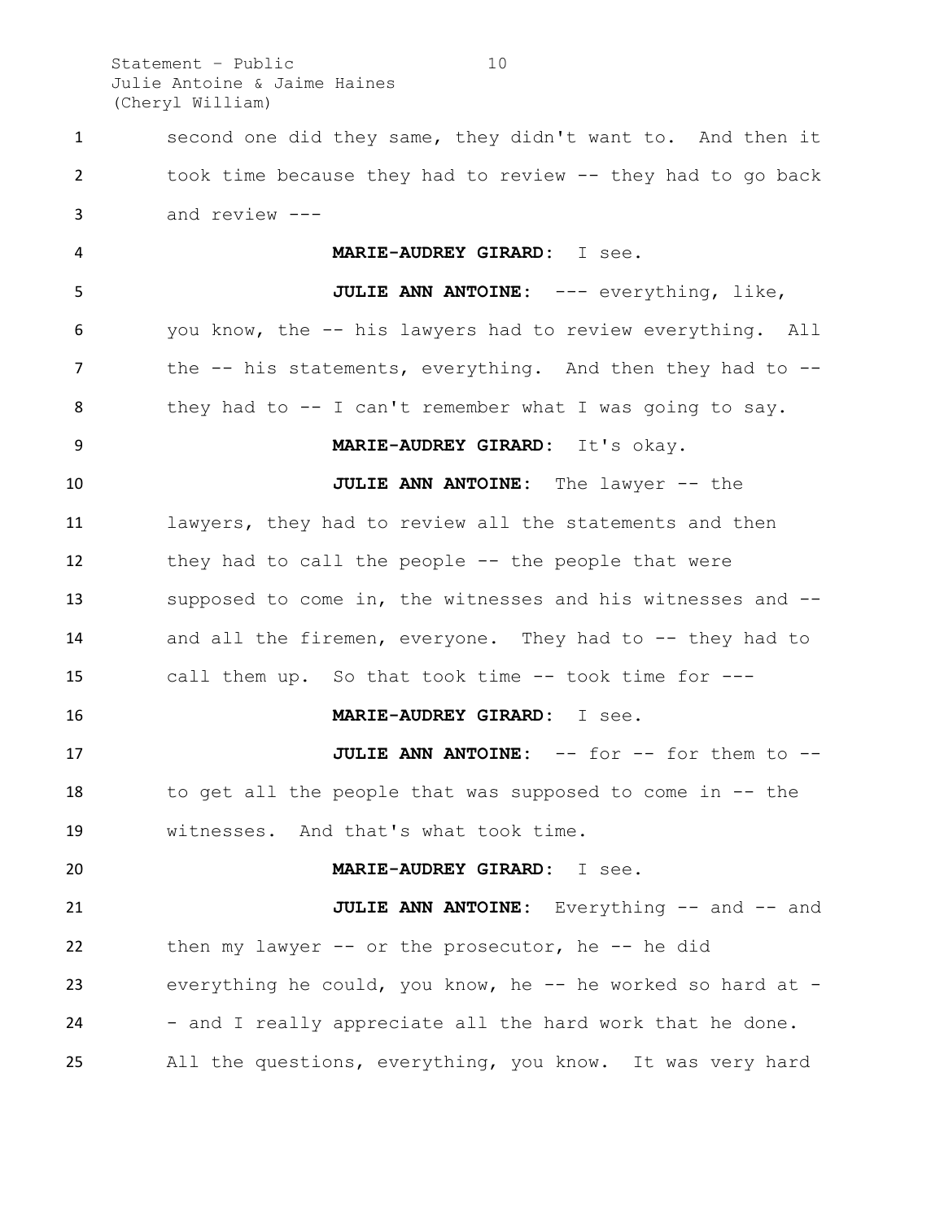second one did they same, they didn't want to. And then it took time because they had to review -- they had to go back and review ---

**MARIE-AUDREY GIRARD:** I see.

**JULIE ANN ANTOINE:** --- everything, like, you know, the -- his lawyers had to review everything. All the -- his statements, everything. And then they had to -- they had to -- I can't remember what I was going to say.

**MARIE-AUDREY GIRARD:** It's okay.

**JULIE ANN ANTOINE:** The lawyer -- the lawyers, they had to review all the statements and then they had to call the people -- the people that were supposed to come in, the witnesses and his witnesses and -- and all the firemen, everyone. They had to -- they had to call them up. So that took time -- took time for ---

**MARIE-AUDREY GIRARD:** I see.

**JULIE ANN ANTOINE:** -- for -- for them to -- to get all the people that was supposed to come in -- the witnesses. And that's what took time.

**MARIE-AUDREY GIRARD:** I see.

**JULIE ANN ANTOINE:** Everything -- and -- and then my lawyer -- or the prosecutor, he -- he did everything he could, you know, he -- he worked so hard at -- and I really appreciate all the hard work that he done. All the questions, everything, you know. It was very hard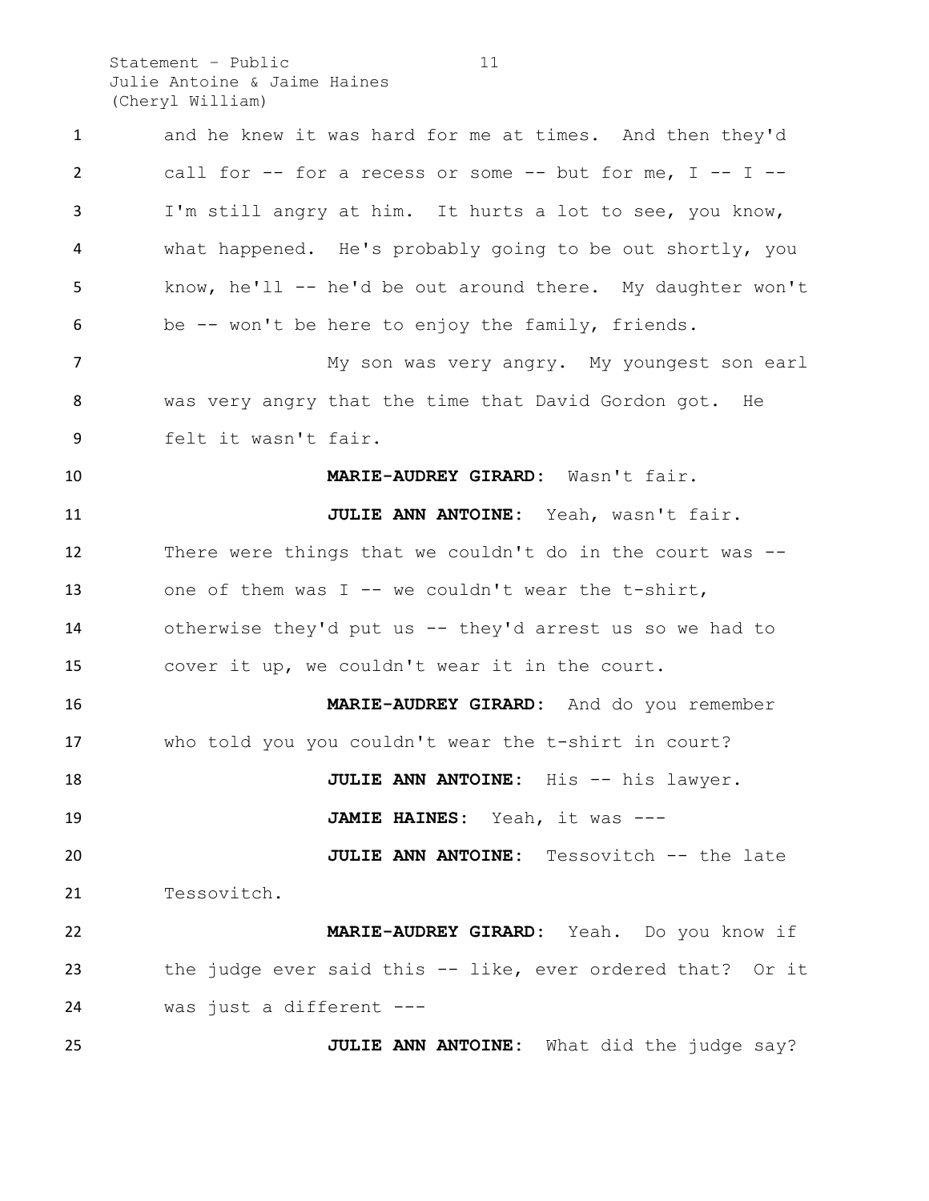and he knew it was hard for me at times. And then they'd call for -- for a recess or some -- but for me, I -- I -- I'm still angry at him. It hurts a lot to see, you know, what happened. He's probably going to be out shortly, you know, he'll -- he'd be out around there. My daughter won't be -- won't be here to enjoy the family, friends.

My son was very angry. My youngest son earl was very angry that the time that David Gordon got. He felt it wasn't fair.

**MARIE-AUDREY GIRARD:** Wasn't fair.

**JULIE ANN ANTOINE:** Yeah, wasn't fair. There were things that we couldn't do in the court was -- one of them was I -- we couldn't wear the t-shirt, otherwise they'd put us -- they'd arrest us so we had to cover it up, we couldn't wear it in the court.

**MARIE-AUDREY GIRARD:** And do you remember who told you you couldn't wear the t-shirt in court?

**JULIE ANN ANTOINE:** His -- his lawyer.

**JAMIE HAINES:** Yeah, it was ---

**JULIE ANN ANTOINE:** Tessovitch -- the late Tessovitch.

**MARIE-AUDREY GIRARD:** Yeah. Do you know if the judge ever said this -- like, ever ordered that? Or it was just a different ---

**JULIE ANN ANTOINE:** What did the judge say?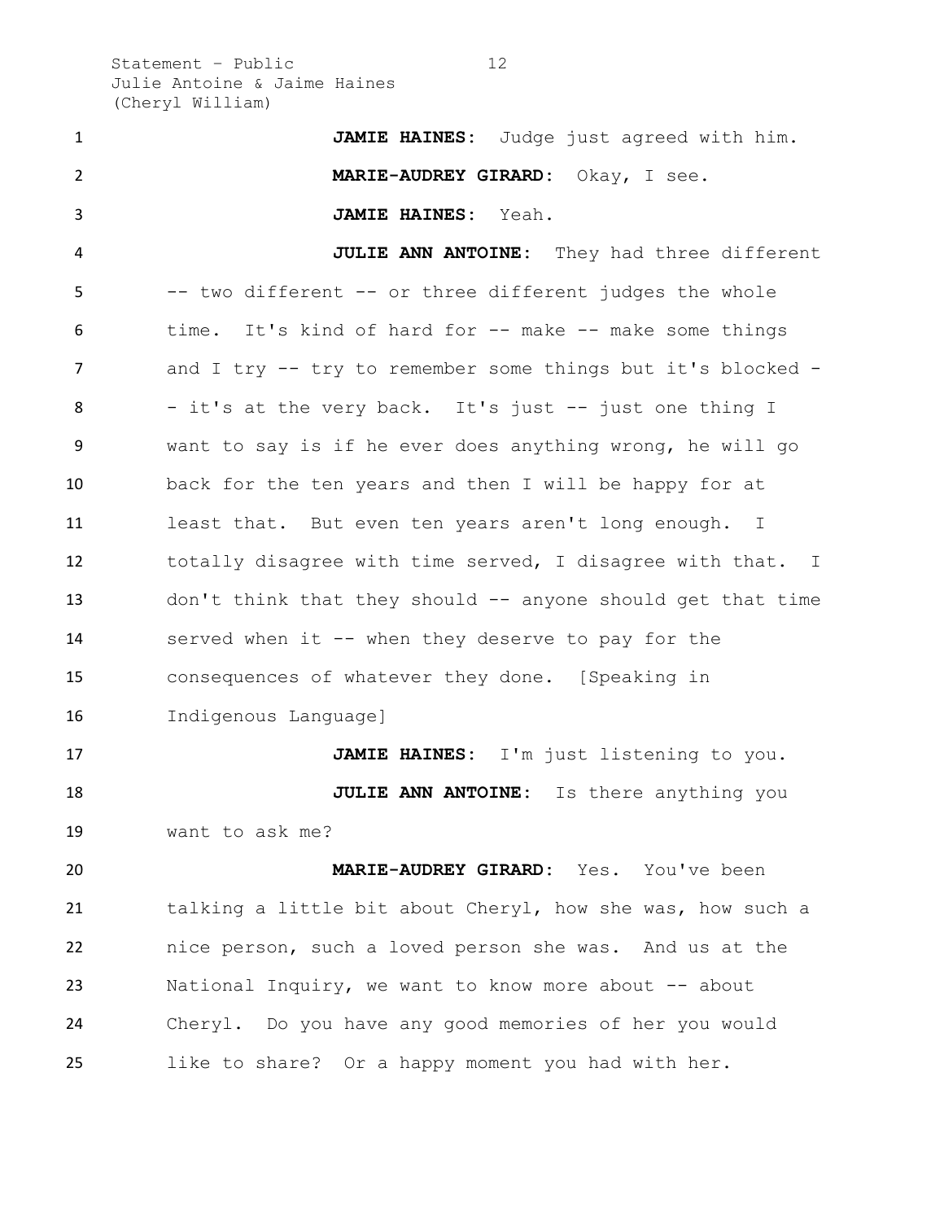**JAMIE HAINES:** Judge just agreed with him.

**MARIE-AUDREY GIRARD:** Okay, I see.

**JAMIE HAINES:** Yeah.

**JULIE ANN ANTOINE:** They had three different -- two different -- or three different judges the whole time. It's kind of hard for -- make -- make some things and I try -- try to remember some things but it's blocked -- it's at the very back. It's just -- just one thing I want to say is if he ever does anything wrong, he will go back for the ten years and then I will be happy for at least that. But even ten years aren't long enough. I totally disagree with time served, I disagree with that. I don't think that they should -- anyone should get that time served when it -- when they deserve to pay for the consequences of whatever they done. [Speaking in Indigenous Language]

**JAMIE HAINES:** I'm just listening to you.

**JULIE ANN ANTOINE:** Is there anything you want to ask me?

**MARIE-AUDREY GIRARD:** Yes. You've been talking a little bit about Cheryl, how she was, how such a nice person, such a loved person she was. And us at the National Inquiry, we want to know more about -- about Cheryl. Do you have any good memories of her you would like to share? Or a happy moment you had with her.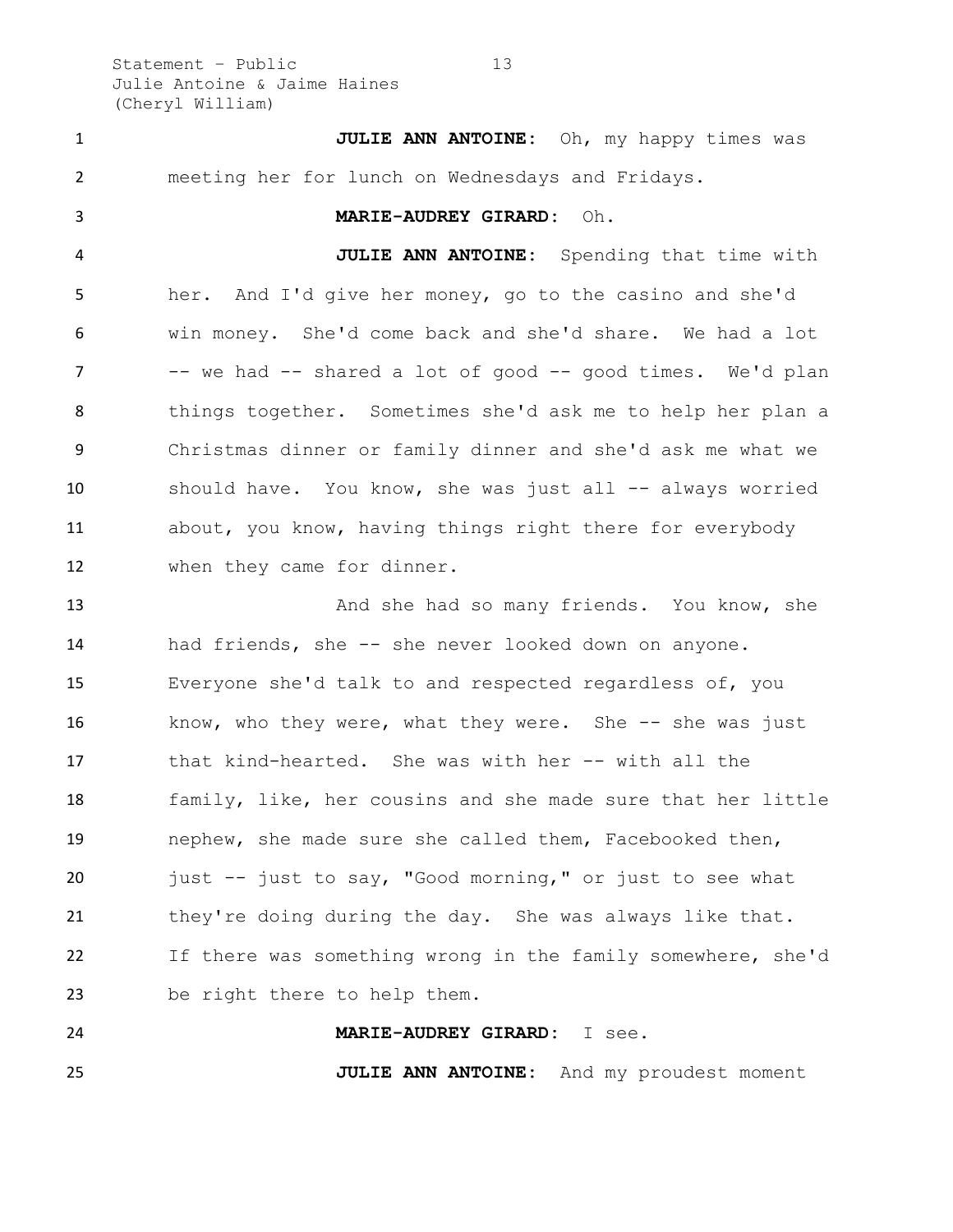**JULIE ANN ANTOINE:** Oh, my happy times was meeting her for lunch on Wednesdays and Fridays.

**MARIE-AUDREY GIRARD:** Oh.

**JULIE ANN ANTOINE:** Spending that time with her. And I'd give her money, go to the casino and she'd win money. She'd come back and she'd share. We had a lot -- we had -- shared a lot of good -- good times. We'd plan things together. Sometimes she'd ask me to help her plan a Christmas dinner or family dinner and she'd ask me what we should have. You know, she was just all -- always worried about, you know, having things right there for everybody when they came for dinner.

And she had so many friends. You know, she had friends, she -- she never looked down on anyone. Everyone she'd talk to and respected regardless of, you know, who they were, what they were. She -- she was just that kind-hearted. She was with her -- with all the family, like, her cousins and she made sure that her little nephew, she made sure she called them, Facebooked then, just -- just to say, "Good morning," or just to see what they're doing during the day. She was always like that. If there was something wrong in the family somewhere, she'd be right there to help them.

**MARIE-AUDREY GIRARD:** I see.

**JULIE ANN ANTOINE:** And my proudest moment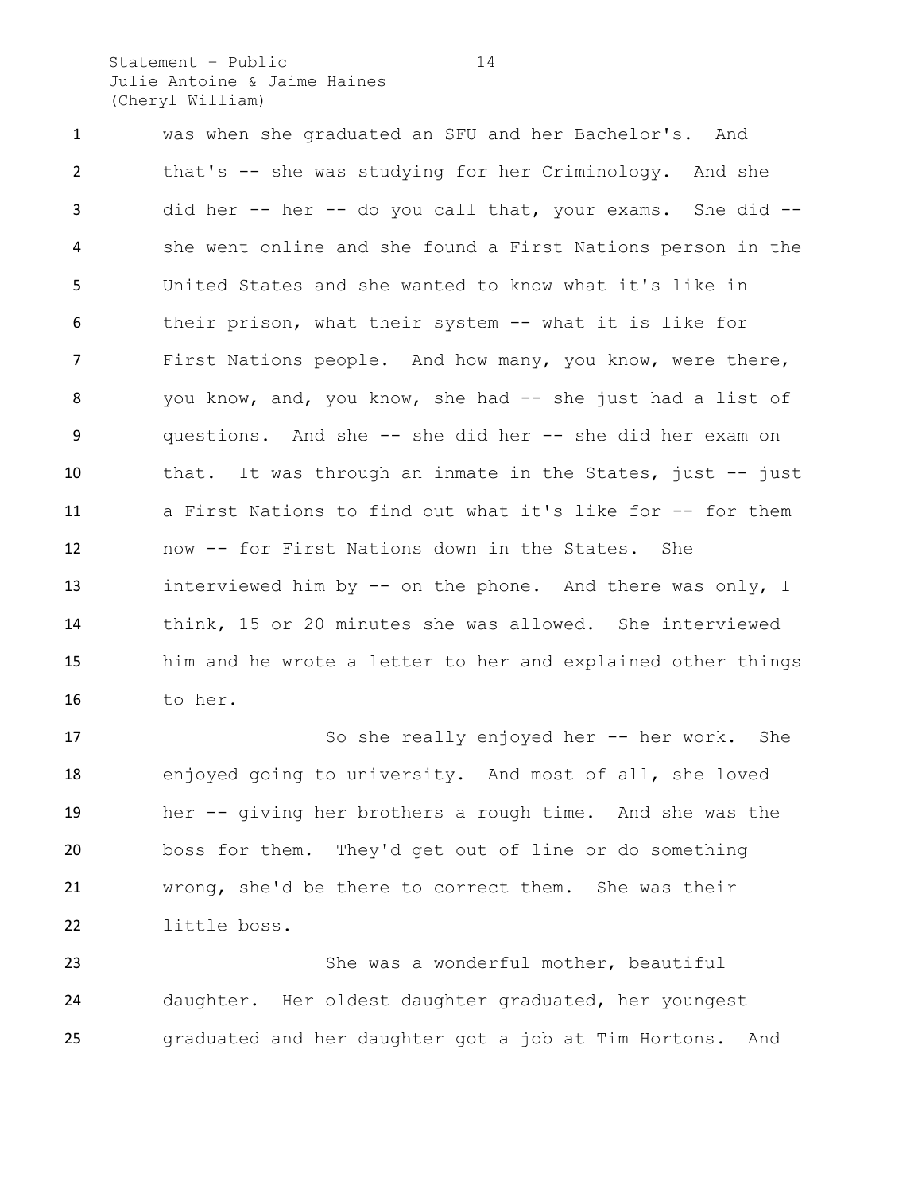was when she graduated an SFU and her Bachelor's. And that's -- she was studying for her Criminology. And she did her -- her -- do you call that, your exams. She did -- she went online and she found a First Nations person in the United States and she wanted to know what it's like in their prison, what their system -- what it is like for First Nations people. And how many, you know, were there, you know, and, you know, she had -- she just had a list of questions. And she -- she did her -- she did her exam on that. It was through an inmate in the States, just -- just a First Nations to find out what it's like for -- for them now -- for First Nations down in the States. She interviewed him by -- on the phone. And there was only, I think, 15 or 20 minutes she was allowed. She interviewed him and he wrote a letter to her and explained other things to her.

So she really enjoyed her -- her work. She enjoyed going to university. And most of all, she loved her -- giving her brothers a rough time. And she was the boss for them. They'd get out of line or do something wrong, she'd be there to correct them. She was their little boss.

She was a wonderful mother, beautiful daughter. Her oldest daughter graduated, her youngest graduated and her daughter got a job at Tim Hortons. And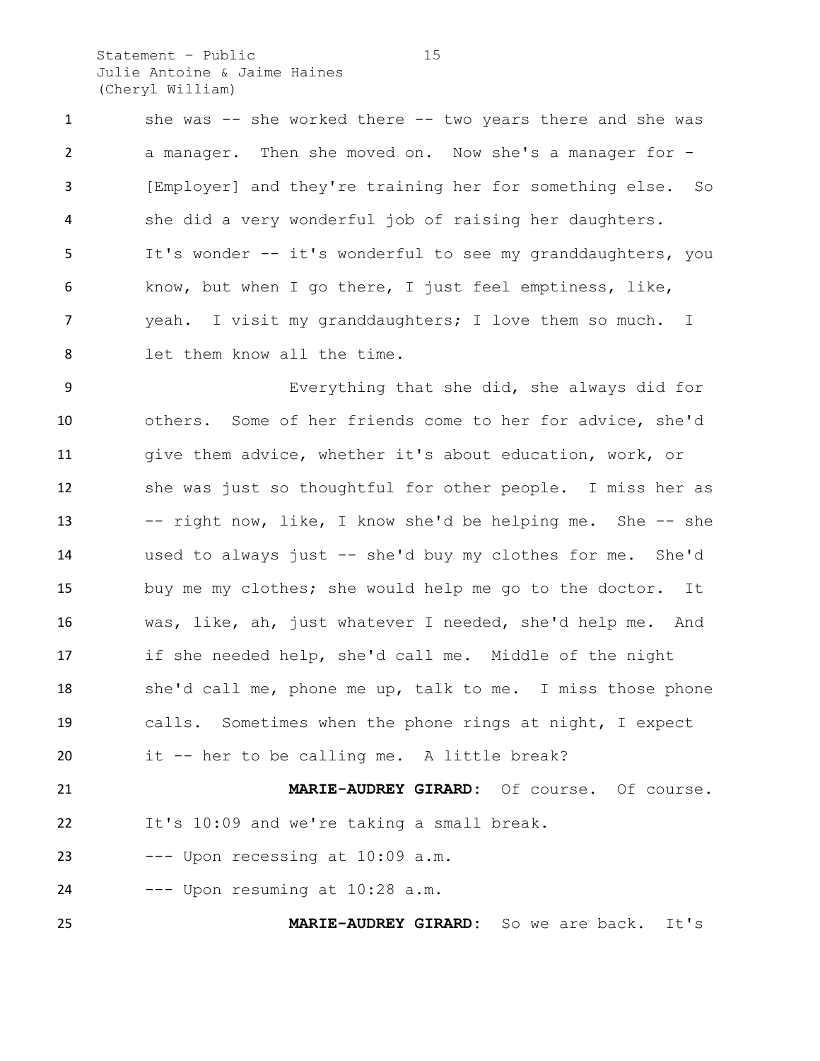she was -- she worked there -- two years there and she was a manager. Then she moved on. Now she's a manager for - [Employer] and they're training her for something else. So she did a very wonderful job of raising her daughters. It's wonder -- it's wonderful to see my granddaughters, you know, but when I go there, I just feel emptiness, like, yeah. I visit my granddaughters; I love them so much. I let them know all the time.

Everything that she did, she always did for others. Some of her friends come to her for advice, she'd give them advice, whether it's about education, work, or she was just so thoughtful for other people. I miss her as -- right now, like, I know she'd be helping me. She -- she used to always just -- she'd buy my clothes for me. She'd buy me my clothes; she would help me go to the doctor. It was, like, ah, just whatever I needed, she'd help me. And if she needed help, she'd call me. Middle of the night she'd call me, phone me up, talk to me. I miss those phone calls. Sometimes when the phone rings at night, I expect it -- her to be calling me. A little break?

**MARIE-AUDREY GIRARD:** Of course. Of course. It's 10:09 and we're taking a small break.

--- Upon recessing at 10:09 a.m.

--- Upon resuming at 10:28 a.m.

**MARIE-AUDREY GIRARD:** So we are back. It's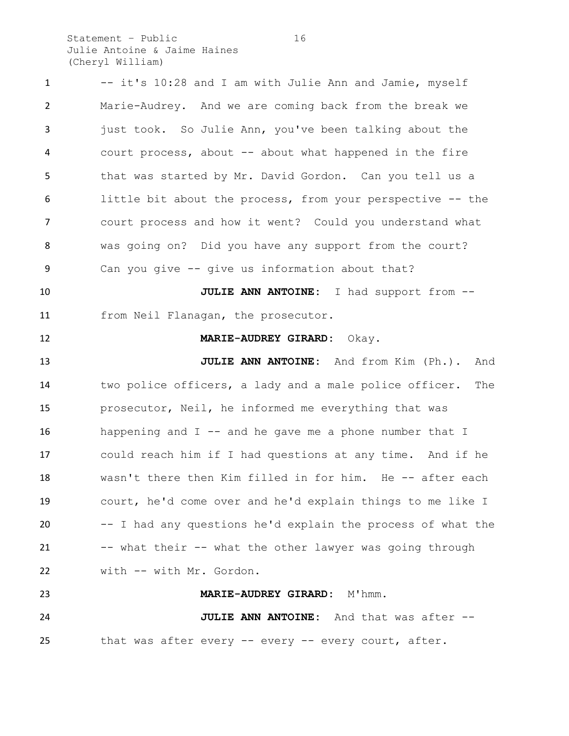-- it's 10:28 and I am with Julie Ann and Jamie, myself Marie-Audrey. And we are coming back from the break we just took. So Julie Ann, you've been talking about the court process, about -- about what happened in the fire that was started by Mr. David Gordon. Can you tell us a little bit about the process, from your perspective -- the court process and how it went? Could you understand what was going on? Did you have any support from the court? Can you give -- give us information about that?

**JULIE ANN ANTOINE:** I had support from -- from Neil Flanagan, the prosecutor.

**MARIE-AUDREY GIRARD:** Okay.

**JULIE ANN ANTOINE:** And from Kim (Ph.). And two police officers, a lady and a male police officer. The prosecutor, Neil, he informed me everything that was happening and I -- and he gave me a phone number that I could reach him if I had questions at any time. And if he wasn't there then Kim filled in for him. He -- after each court, he'd come over and he'd explain things to me like I -- I had any questions he'd explain the process of what the -- what their -- what the other lawyer was going through with -- with Mr. Gordon.

**MARIE-AUDREY GIRARD:** M'hmm.

**JULIE ANN ANTOINE:** And that was after -- that was after every -- every -- every court, after.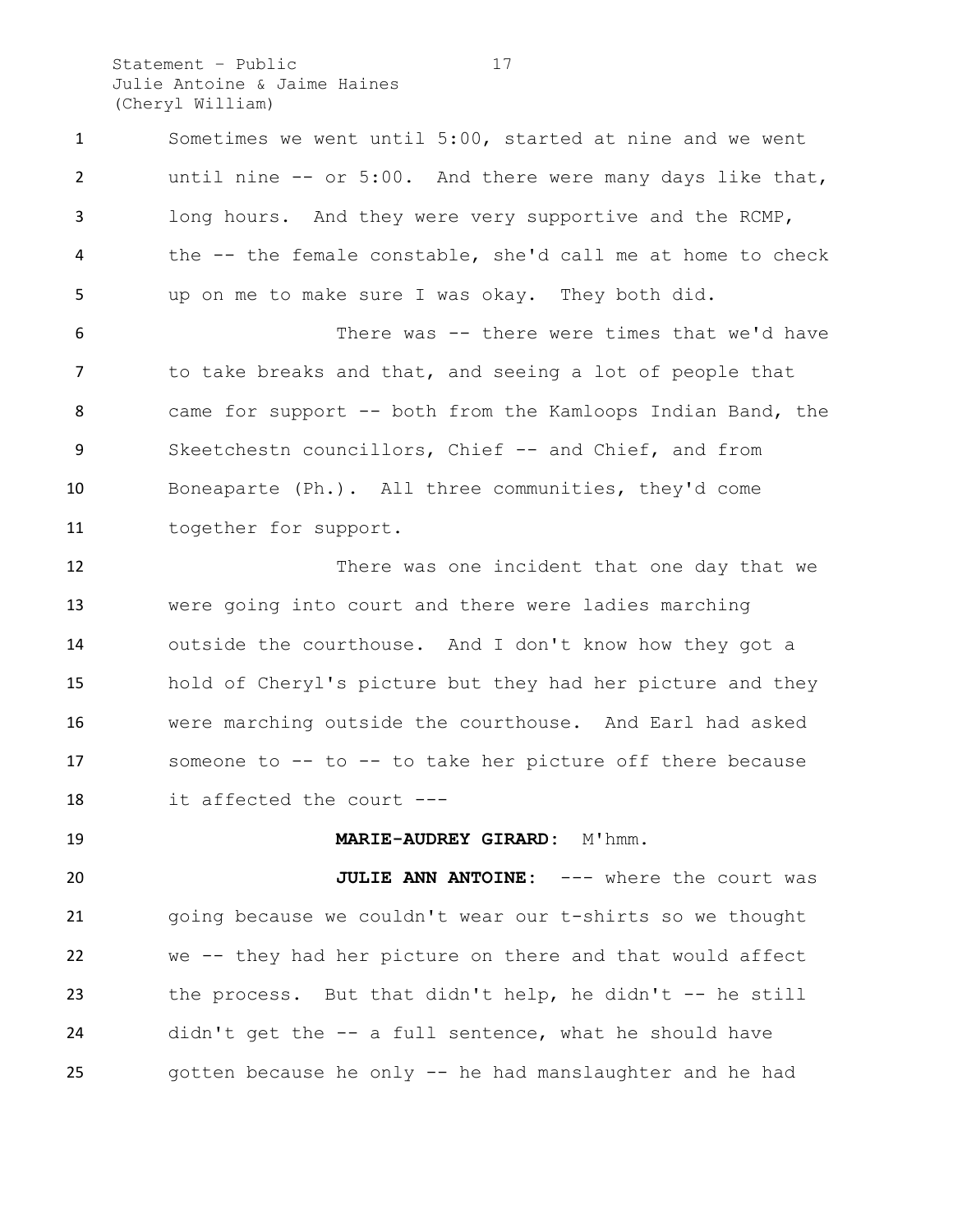Sometimes we went until 5:00, started at nine and we went until nine -- or 5:00. And there were many days like that, long hours. And they were very supportive and the RCMP, the -- the female constable, she'd call me at home to check up on me to make sure I was okay. They both did.

There was -- there were times that we'd have to take breaks and that, and seeing a lot of people that came for support -- both from the Kamloops Indian Band, the Skeetchestn councillors, Chief -- and Chief, and from Boneaparte (Ph.). All three communities, they'd come together for support.

There was one incident that one day that we were going into court and there were ladies marching outside the courthouse. And I don't know how they got a hold of Cheryl's picture but they had her picture and they were marching outside the courthouse. And Earl had asked someone to -- to -- to take her picture off there because it affected the court ---

**MARIE-AUDREY GIRARD:** M'hmm.

**JULIE ANN ANTOINE:** --- where the court was going because we couldn't wear our t-shirts so we thought we -- they had her picture on there and that would affect the process. But that didn't help, he didn't -- he still didn't get the -- a full sentence, what he should have gotten because he only -- he had manslaughter and he had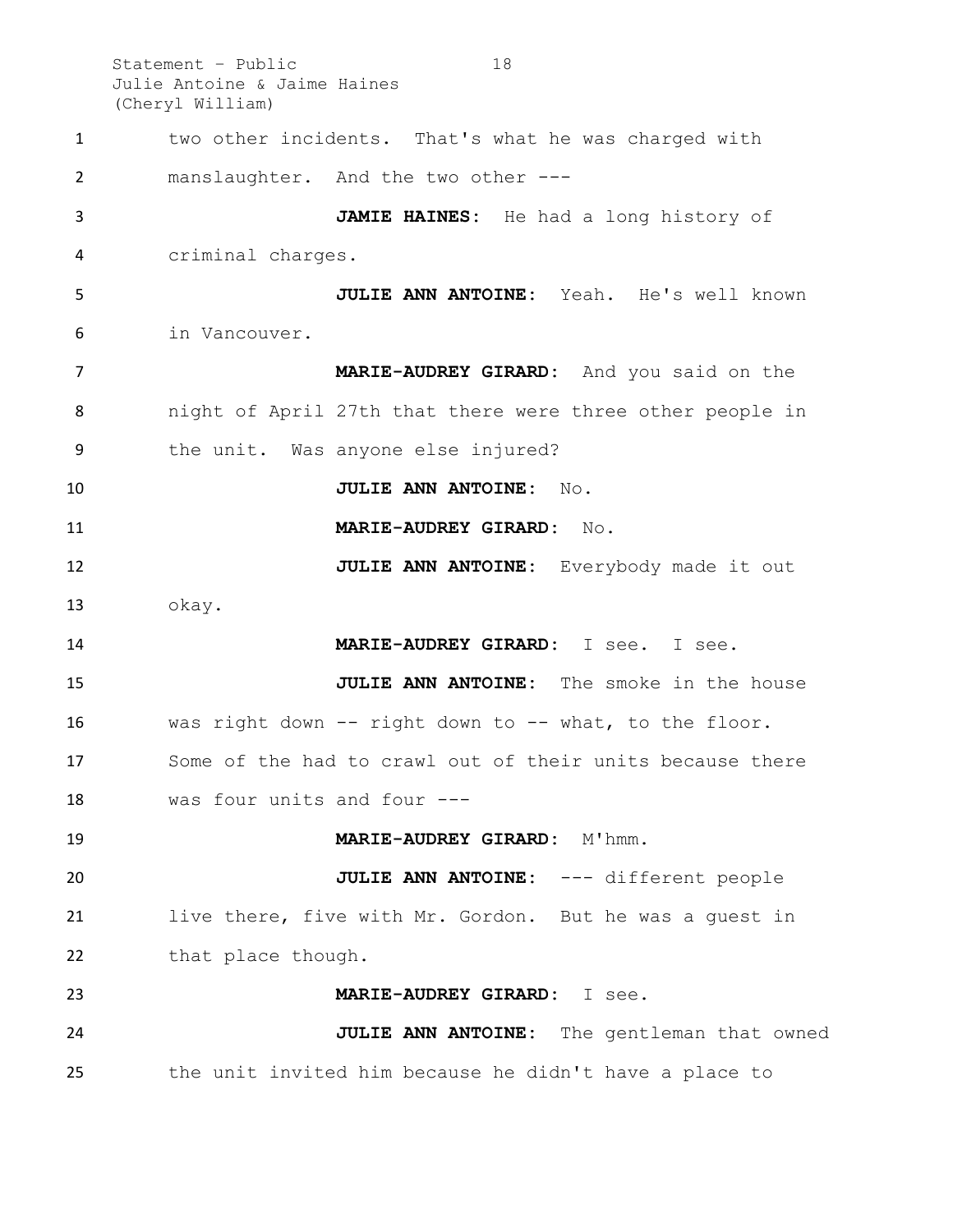two other incidents. That's what he was charged with manslaughter. And the two other ---

**JAMIE HAINES:** He had a long history of criminal charges.

**JULIE ANN ANTOINE:** Yeah. He's well known in Vancouver.

**MARIE-AUDREY GIRARD:** And you said on the night of April 27th that there were three other people in the unit. Was anyone else injured?

**JULIE ANN ANTOINE:** No.

**MARIE-AUDREY GIRARD:** No.

**JULIE ANN ANTOINE:** Everybody made it out okay.

**MARIE-AUDREY GIRARD:** I see. I see.

**JULIE ANN ANTOINE:** The smoke in the house was right down -- right down to -- what, to the floor. Some of the had to crawl out of their units because there was four units and four ---

**MARIE-AUDREY GIRARD:** M'hmm.

**JULIE ANN ANTOINE:** --- different people live there, five with Mr. Gordon. But he was a guest in that place though.

**MARIE-AUDREY GIRARD:** I see.

**JULIE ANN ANTOINE:** The gentleman that owned the unit invited him because he didn't have a place to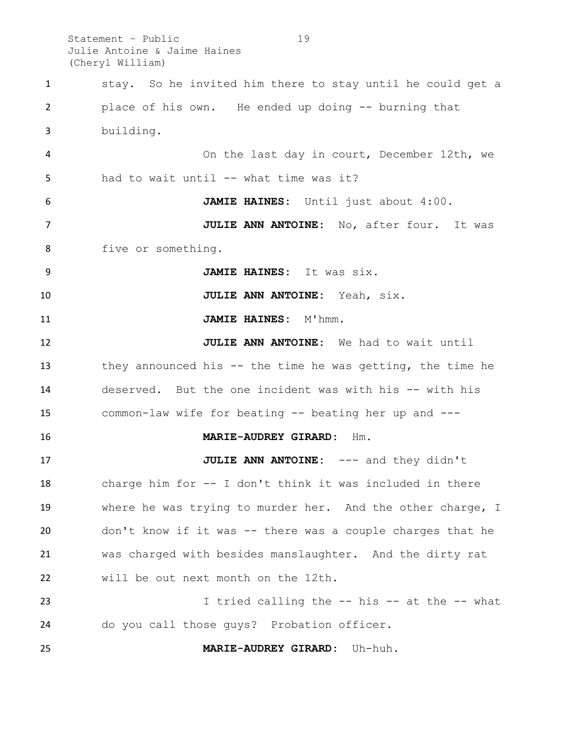stay. So he invited him there to stay until he could get a place of his own. He ended up doing -- burning that building.

On the last day in court, December 12th, we had to wait until -- what time was it?

**JAMIE HAINES:** Until just about 4:00.

**JULIE ANN ANTOINE:** No, after four. It was five or something.

**JAMIE HAINES:** It was six.

**JULIE ANN ANTOINE:** Yeah, six.

**JAMIE HAINES:** M'hmm.

**JULIE ANN ANTOINE:** We had to wait until they announced his -- the time he was getting, the time he deserved. But the one incident was with his -- with his common-law wife for beating -- beating her up and ---

**MARIE-AUDREY GIRARD:** Hm.

**JULIE ANN ANTOINE:** --- and they didn't charge him for -- I don't think it was included in there where he was trying to murder her. And the other charge, I don't know if it was -- there was a couple charges that he was charged with besides manslaughter. And the dirty rat will be out next month on the 12th.

I tried calling the -- his -- at the -- what do you call those guys? Probation officer.

**MARIE-AUDREY GIRARD:** Uh-huh.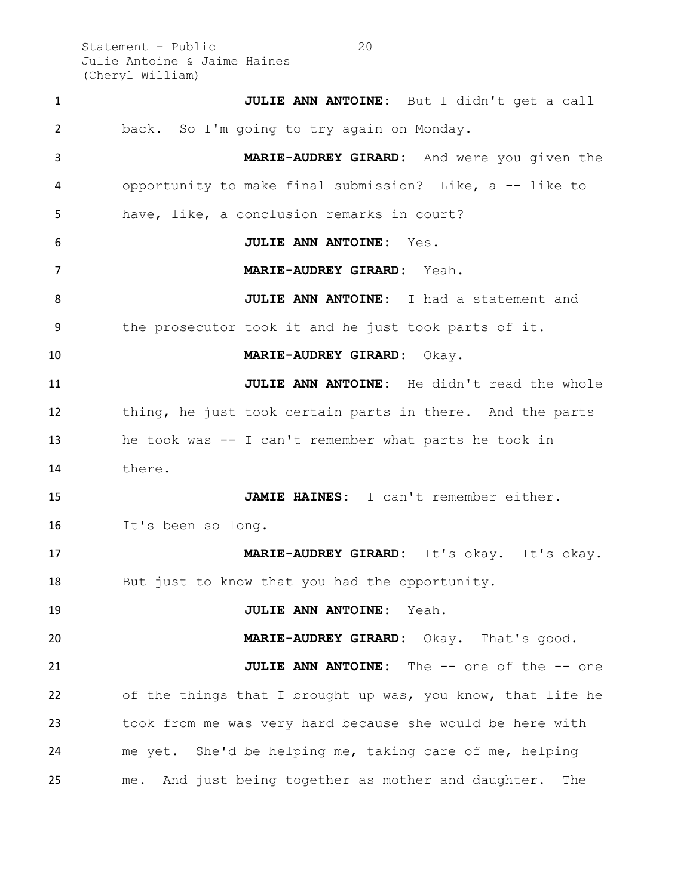**JULIE ANN ANTOINE:** But I didn't get a call back. So I'm going to try again on Monday.

**MARIE-AUDREY GIRARD:** And were you given the opportunity to make final submission? Like, a -- like to have, like, a conclusion remarks in court?

**JULIE ANN ANTOINE:** Yes.

**MARIE-AUDREY GIRARD:** Yeah.

**JULIE ANN ANTOINE:** I had a statement and the prosecutor took it and he just took parts of it.

**MARIE-AUDREY GIRARD:** Okay.

**JULIE ANN ANTOINE:** He didn't read the whole thing, he just took certain parts in there. And the parts he took was -- I can't remember what parts he took in there.

**JAMIE HAINES:** I can't remember either. It's been so long.

**MARIE-AUDREY GIRARD:** It's okay. It's okay. But just to know that you had the opportunity.

**JULIE ANN ANTOINE:** Yeah.

**MARIE-AUDREY GIRARD:** Okay. That's good.

**JULIE ANN ANTOINE:** The -- one of the -- one of the things that I brought up was, you know, that life he took from me was very hard because she would be here with me yet. She'd be helping me, taking care of me, helping me. And just being together as mother and daughter. The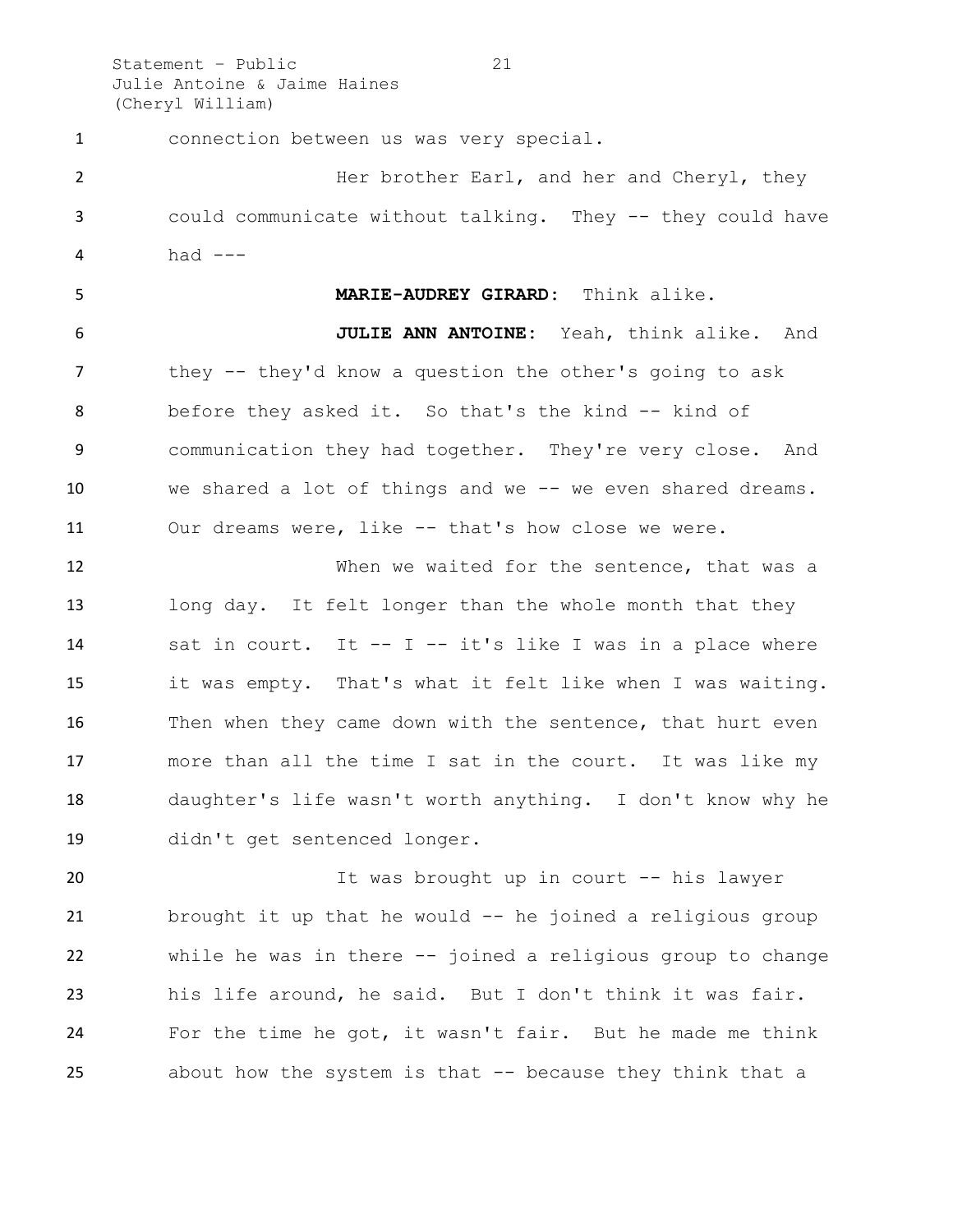connection between us was very special.

Her brother Earl, and her and Cheryl, they could communicate without talking. They -- they could have had ---

**MARIE-AUDREY GIRARD:** Think alike.

**JULIE ANN ANTOINE:** Yeah, think alike. And they -- they'd know a question the other's going to ask before they asked it. So that's the kind -- kind of communication they had together. They're very close. And we shared a lot of things and we -- we even shared dreams. Our dreams were, like -- that's how close we were.

When we waited for the sentence, that was a long day. It felt longer than the whole month that they sat in court. It -- I -- it's like I was in a place where it was empty. That's what it felt like when I was waiting. Then when they came down with the sentence, that hurt even more than all the time I sat in the court. It was like my daughter's life wasn't worth anything. I don't know why he didn't get sentenced longer.

It was brought up in court -- his lawyer brought it up that he would -- he joined a religious group while he was in there -- joined a religious group to change his life around, he said. But I don't think it was fair. For the time he got, it wasn't fair. But he made me think about how the system is that -- because they think that a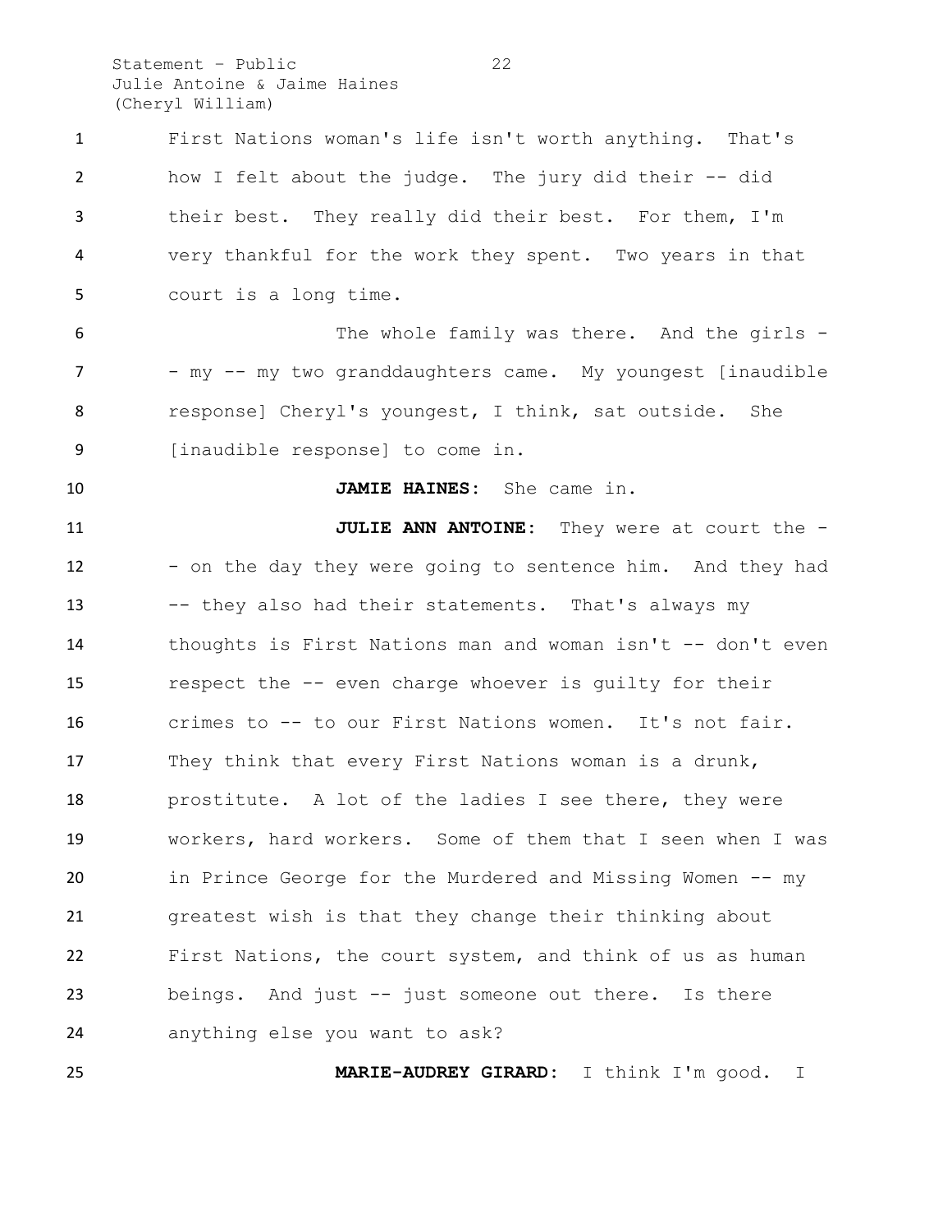First Nations woman's life isn't worth anything. That's how I felt about the judge. The jury did their -- did their best. They really did their best. For them, I'm very thankful for the work they spent. Two years in that court is a long time.

The whole family was there. And the girls -- my -- my two granddaughters came. My youngest [inaudible response] Cheryl's youngest, I think, sat outside. She [inaudible response] to come in.

**JAMIE HAINES:** She came in.

**JULIE ANN ANTOINE:** They were at court the -- on the day they were going to sentence him. And they had -- they also had their statements. That's always my thoughts is First Nations man and woman isn't -- don't even respect the -- even charge whoever is guilty for their crimes to -- to our First Nations women. It's not fair. They think that every First Nations woman is a drunk, prostitute. A lot of the ladies I see there, they were workers, hard workers. Some of them that I seen when I was in Prince George for the Murdered and Missing Women -- my greatest wish is that they change their thinking about First Nations, the court system, and think of us as human beings. And just -- just someone out there. Is there anything else you want to ask?

**MARIE-AUDREY GIRARD:** I think I'm good. I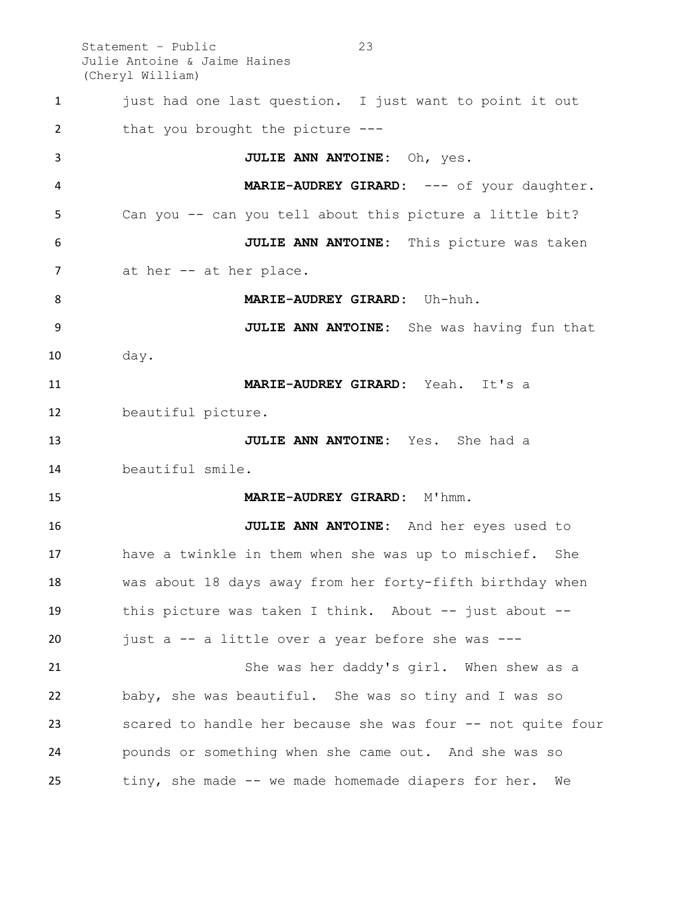just had one last question. I just want to point it out that you brought the picture ---

**JULIE ANN ANTOINE:** Oh, yes.

**MARIE-AUDREY GIRARD:** --- of your daughter. Can you -- can you tell about this picture a little bit?

**JULIE ANN ANTOINE:** This picture was taken at her -- at her place.

**MARIE-AUDREY GIRARD:** Uh-huh.

**JULIE ANN ANTOINE:** She was having fun that day.

**MARIE-AUDREY GIRARD:** Yeah. It's a beautiful picture.

**JULIE ANN ANTOINE:** Yes. She had a beautiful smile.

**MARIE-AUDREY GIRARD:** M'hmm.

**JULIE ANN ANTOINE:** And her eyes used to have a twinkle in them when she was up to mischief. She was about 18 days away from her forty-fifth birthday when this picture was taken I think. About -- just about -- just a -- a little over a year before she was ---

She was her daddy's girl. When shew as a baby, she was beautiful. She was so tiny and I was so scared to handle her because she was four -- not quite four pounds or something when she came out. And she was so tiny, she made -- we made homemade diapers for her. We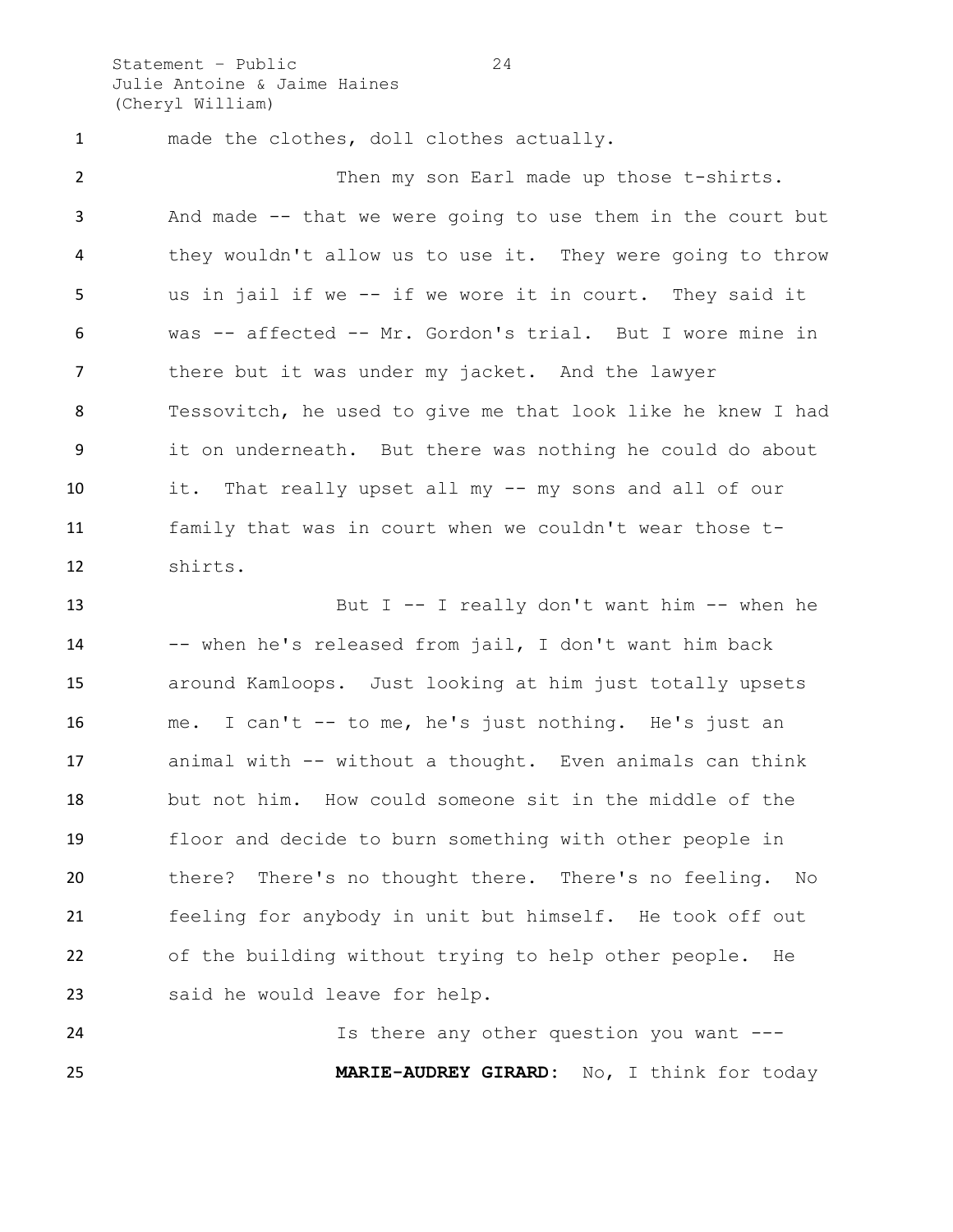made the clothes, doll clothes actually.

Then my son Earl made up those t-shirts. And made -- that we were going to use them in the court but they wouldn't allow us to use it. They were going to throw us in jail if we -- if we wore it in court. They said it was -- affected -- Mr. Gordon's trial. But I wore mine in there but it was under my jacket. And the lawyer Tessovitch, he used to give me that look like he knew I had it on underneath. But there was nothing he could do about it. That really upset all my -- my sons and all of our family that was in court when we couldn't wear those t-shirts.

But I -- I really don't want him -- when he -- when he's released from jail, I don't want him back around Kamloops. Just looking at him just totally upsets me. I can't -- to me, he's just nothing. He's just an animal with -- without a thought. Even animals can think but not him. How could someone sit in the middle of the floor and decide to burn something with other people in there? There's no thought there. There's no feeling. No feeling for anybody in unit but himself. He took off out of the building without trying to help other people. He said he would leave for help.

Is there any other question you want ---

**MARIE-AUDREY GIRARD:** No, I think for today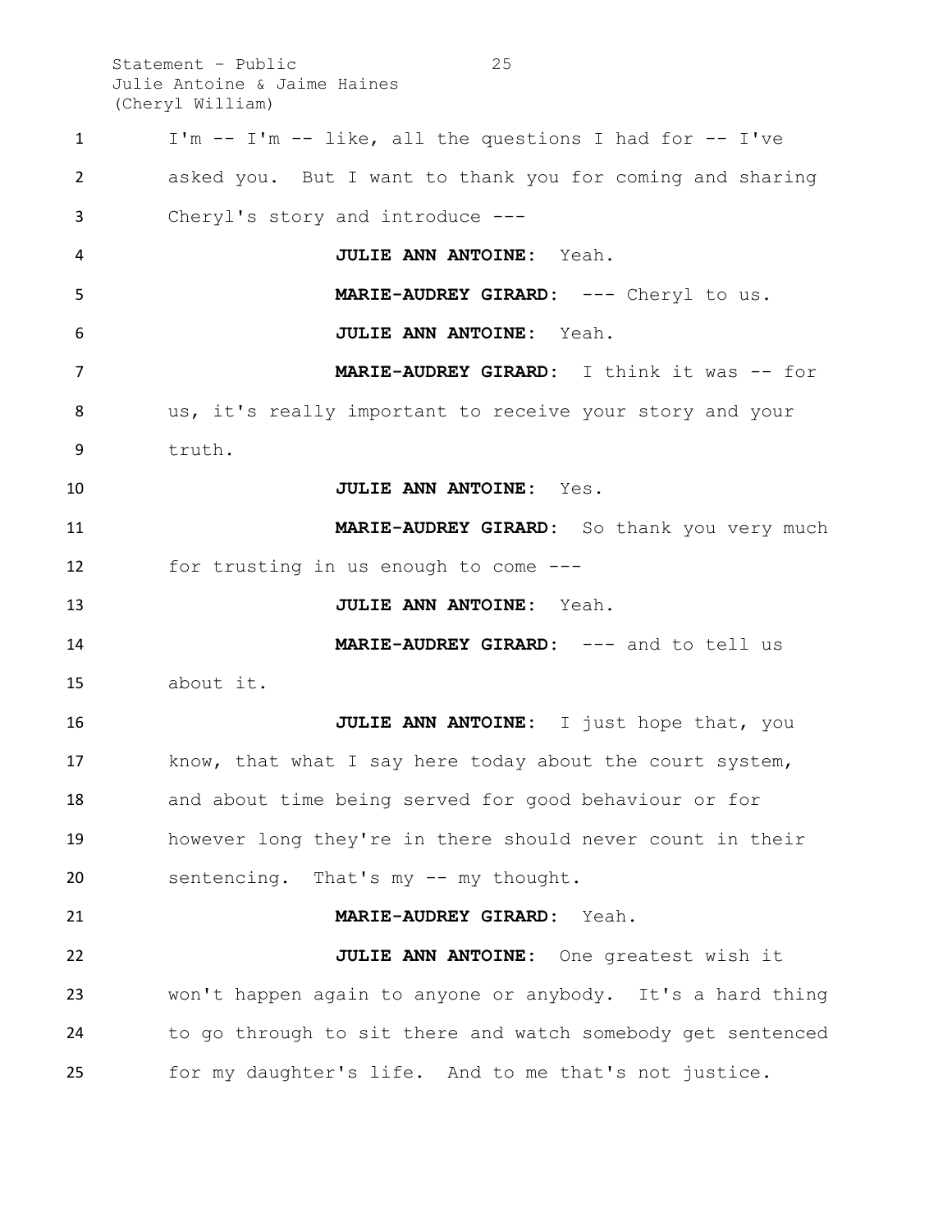I'm -- I'm -- like, all the questions I had for -- I've asked you. But I want to thank you for coming and sharing Cheryl's story and introduce ---

**JULIE ANN ANTOINE:** Yeah.

**MARIE-AUDREY GIRARD:** --- Cheryl to us.

**JULIE ANN ANTOINE:** Yeah.

**MARIE-AUDREY GIRARD:** I think it was -- for us, it's really important to receive your story and your truth.

**JULIE ANN ANTOINE:** Yes.

**MARIE-AUDREY GIRARD:** So thank you very much for trusting in us enough to come ---

**JULIE ANN ANTOINE:** Yeah.

**MARIE-AUDREY GIRARD:** --- and to tell us about it.

**JULIE ANN ANTOINE:** I just hope that, you know, that what I say here today about the court system, and about time being served for good behaviour or for however long they're in there should never count in their sentencing. That's my -- my thought.

**MARIE-AUDREY GIRARD:** Yeah.

**JULIE ANN ANTOINE:** One greatest wish it won't happen again to anyone or anybody. It's a hard thing to go through to sit there and watch somebody get sentenced for my daughter's life. And to me that's not justice.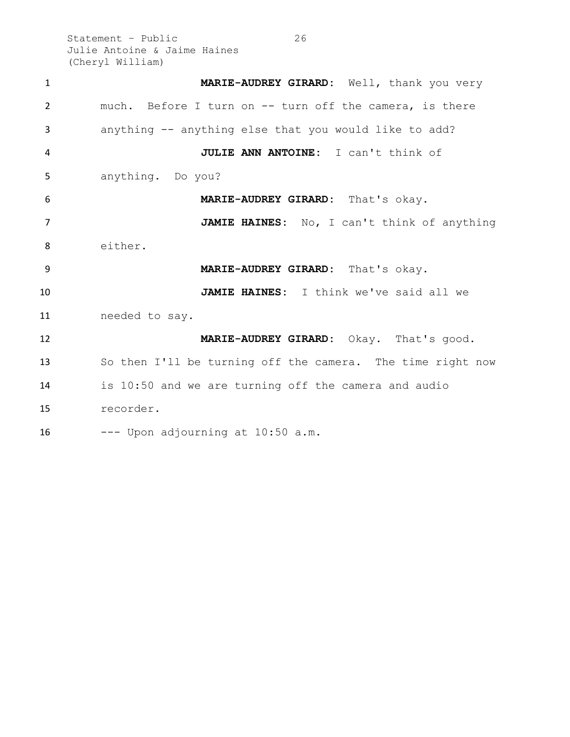**MARIE-AUDREY GIRARD:** Well, thank you very much. Before I turn on -- turn off the camera, is there anything -- anything else that you would like to add?

**JULIE ANN ANTOINE:** I can't think of anything. Do you?

**MARIE-AUDREY GIRARD:** That's okay.

**JAMIE HAINES:** No, I can't think of anything either.

**MARIE-AUDREY GIRARD:** That's okay.

**JAMIE HAINES:** I think we've said all we needed to say.

**MARIE-AUDREY GIRARD:** Okay. That's good. So then I'll be turning off the camera. The time right now is 10:50 and we are turning off the camera and audio recorder.

--- Upon adjourning at 10:50 a.m.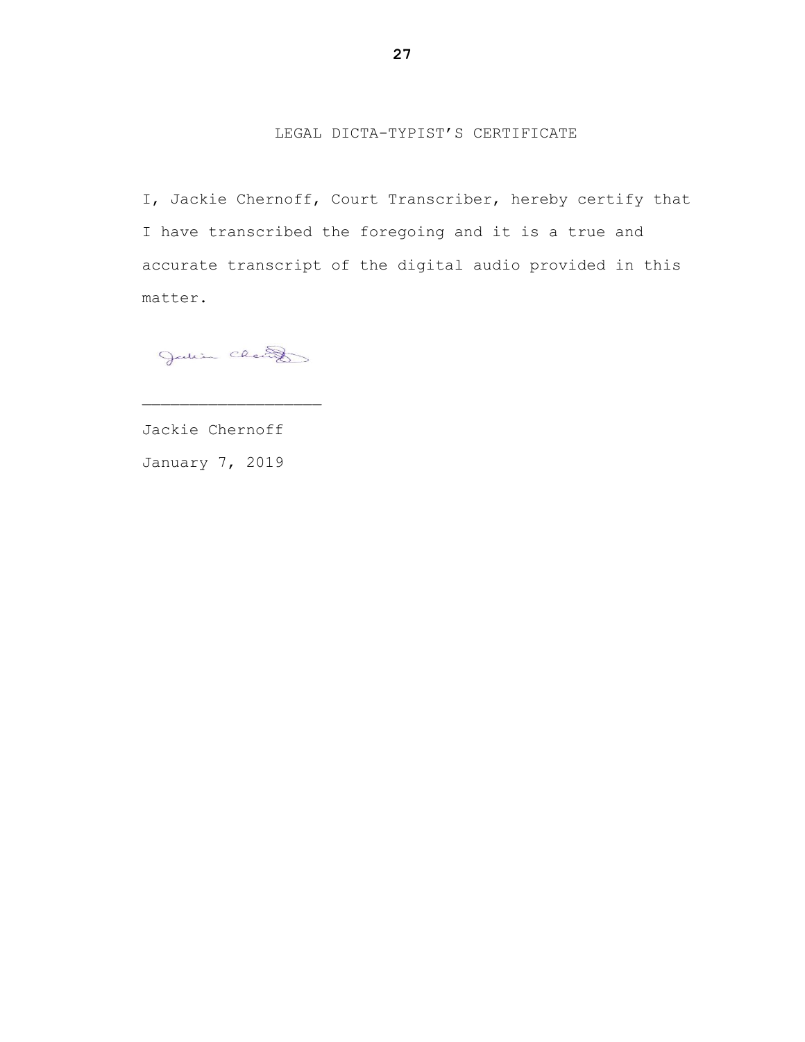LEGAL DICTA-TYPIST'S CERTIFICATE

I, Jackie Chernoff, Court Transcriber, hereby certify that I have transcribed the foregoing and it is a true and accurate transcript of the digital audio provided in this matter.

\_\_\_\_\_\_\_\_\_\_\_\_\_\_\_\_\_\_\_\_

Jackie Chernoff

January 7, 2019